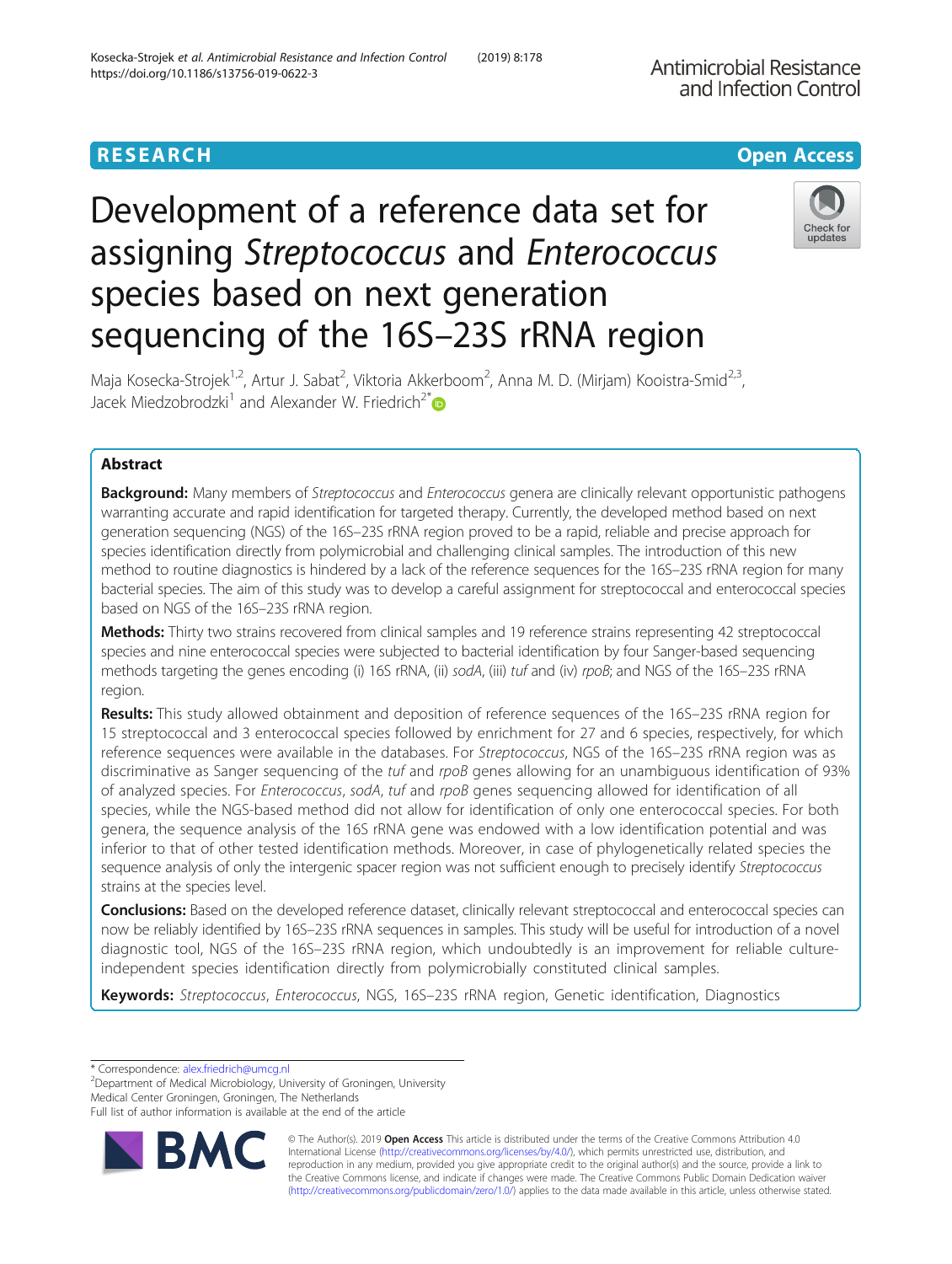RESEARCH Open Access

# Development of a reference data set for assigning *Streptococcus* and *Enterococcus* species based on next generation sequencing of the 16S–23S rRNA region

Maja Kosecka-Strojek[1,2], Artur J. Sabat[2], Viktoria Akkerboom[2], Anna M. D. (Mirjam) Kooistra-Smid[2,3], Jacek Miedzobrodzki[1] and Alexander W. Friedrich[2*]

## Abstract

**Background:** Many members of *Streptococcus* and *Enterococcus* genera are clinically relevant opportunistic pathogens warranting accurate and rapid identification for targeted therapy. Currently, the developed method based on next generation sequencing (NGS) of the 16S–23S rRNA region proved to be a rapid, reliable and precise approach for species identification directly from polymicrobial and challenging clinical samples. The introduction of this new method to routine diagnostics is hindered by a lack of the reference sequences for the 16S–23S rRNA region for many bacterial species. The aim of this study was to develop a careful assignment for streptococcal and enterococcal species based on NGS of the 16S–23S rRNA region.

**Methods:** Thirty two strains recovered from clinical samples and 19 reference strains representing 42 streptococcal species and nine enterococcal species were subjected to bacterial identification by four Sanger-based sequencing methods targeting the genes encoding (i) 16S rRNA, (ii) *sodA*, (iii) *tuf* and (iv) *rpoB*; and NGS of the 16S–23S rRNA region.

**Results:** This study allowed obtainment and deposition of reference sequences of the 16S–23S rRNA region for 15 streptococcal and 3 enterococcal species followed by enrichment for 27 and 6 species, respectively, for which reference sequences were available in the databases. For *Streptococcus*, NGS of the 16S–23S rRNA region was as discriminative as Sanger sequencing of the *tuf* and *rpoB* genes allowing for an unambiguous identification of 93% of analyzed species. For *Enterococcus*, *sodA*, *tuf* and *rpoB* genes sequencing allowed for identification of all species, while the NGS-based method did not allow for identification of only one enterococcal species. For both genera, the sequence analysis of the 16S rRNA gene was endowed with a low identification potential and was inferior to that of other tested identification methods. Moreover, in case of phylogenetically related species the sequence analysis of only the intergenic spacer region was not sufficient enough to precisely identify *Streptococcus* strains at the species level.

**Conclusions:** Based on the developed reference dataset, clinically relevant streptococcal and enterococcal species can now be reliably identified by 16S–23S rRNA sequences in samples. This study will be useful for introduction of a novel diagnostic tool, NGS of the 16S–23S rRNA region, which undoubtedly is an improvement for reliable culture-independent species identification directly from polymicrobially constituted clinical samples.

**Keywords:** *Streptococcus*, *Enterococcus*, NGS, 16S–23S rRNA region, Genetic identification, Diagnostics

\* Correspondence: alex.friedrich@umcg.nl
[2]Department of Medical Microbiology, University of Groningen, University Medical Center Groningen, Groningen, The Netherlands
Full list of author information is available at the end of the article

© The Author(s). 2019 **Open Access** This article is distributed under the terms of the Creative Commons Attribution 4.0 International License (http://creativecommons.org/licenses/by/4.0/), which permits unrestricted use, distribution, and reproduction in any medium, provided you give appropriate credit to the original author(s) and the source, provide a link to the Creative Commons license, and indicate if changes were made. The Creative Commons Public Domain Dedication waiver (http://creativecommons.org/publicdomain/zero/1.0/) applies to the data made available in this article, unless otherwise stated.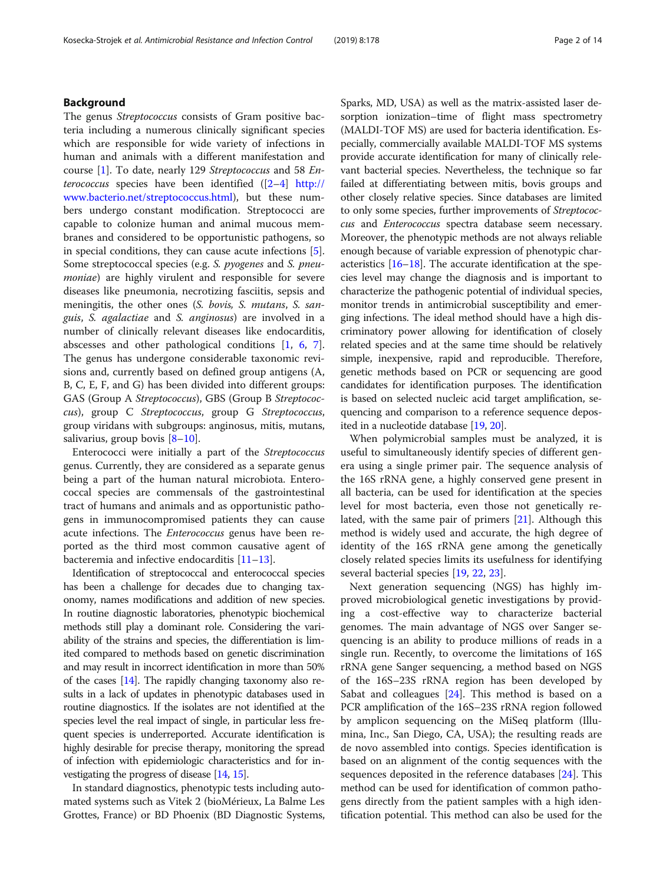## Background

The genus *Streptococcus* consists of Gram positive bacteria including a numerous clinically significant species which are responsible for wide variety of infections in human and animals with a different manifestation and course [1]. To date, nearly 129 *Streptococcus* and 58 *Enterococcus* species have been identified ([2–4] http://www.bacterio.net/streptococcus.html), but these numbers undergo constant modification. Streptococci are capable to colonize human and animal mucous membranes and considered to be opportunistic pathogens, so in special conditions, they can cause acute infections [5]. Some streptococcal species (e.g. *S. pyogenes* and *S. pneumoniae*) are highly virulent and responsible for severe diseases like pneumonia, necrotizing fasciitis, sepsis and meningitis, the other ones (*S. bovis*, *S. mutans*, *S. sanguis*, *S. agalactiae* and *S. anginosus*) are involved in a number of clinically relevant diseases like endocarditis, abscesses and other pathological conditions [1, 6, 7]. The genus has undergone considerable taxonomic revisions and, currently based on defined group antigens (A, B, C, E, F, and G) has been divided into different groups: GAS (Group A *Streptococcus*), GBS (Group B *Streptococcus*), group C *Streptococcus*, group G *Streptococcus*, group viridans with subgroups: anginosus, mitis, mutans, salivarius, group bovis [8–10].

Enterococci were initially a part of the *Streptococcus* genus. Currently, they are considered as a separate genus being a part of the human natural microbiota. Enterococcal species are commensals of the gastrointestinal tract of humans and animals and as opportunistic pathogens in immunocompromised patients they can cause acute infections. The *Enterococcus* genus have been reported as the third most common causative agent of bacteremia and infective endocarditis [11–13].

Identification of streptococcal and enterococcal species has been a challenge for decades due to changing taxonomy, names modifications and addition of new species. In routine diagnostic laboratories, phenotypic biochemical methods still play a dominant role. Considering the variability of the strains and species, the differentiation is limited compared to methods based on genetic discrimination and may result in incorrect identification in more than 50% of the cases [14]. The rapidly changing taxonomy also results in a lack of updates in phenotypic databases used in routine diagnostics. If the isolates are not identified at the species level the real impact of single, in particular less frequent species is underreported. Accurate identification is highly desirable for precise therapy, monitoring the spread of infection with epidemiologic characteristics and for investigating the progress of disease [14, 15].

In standard diagnostics, phenotypic tests including automated systems such as Vitek 2 (bioMérieux, La Balme Les Grottes, France) or BD Phoenix (BD Diagnostic Systems, Sparks, MD, USA) as well as the matrix-assisted laser desorption ionization–time of flight mass spectrometry (MALDI-TOF MS) are used for bacteria identification. Especially, commercially available MALDI-TOF MS systems provide accurate identification for many of clinically relevant bacterial species. Nevertheless, the technique so far failed at differentiating between mitis, bovis groups and other closely relative species. Since databases are limited to only some species, further improvements of *Streptococcus* and *Enterococcus* spectra database seem necessary. Moreover, the phenotypic methods are not always reliable enough because of variable expression of phenotypic characteristics [16–18]. The accurate identification at the species level may change the diagnosis and is important to characterize the pathogenic potential of individual species, monitor trends in antimicrobial susceptibility and emerging infections. The ideal method should have a high discriminatory power allowing for identification of closely related species and at the same time should be relatively simple, inexpensive, rapid and reproducible. Therefore, genetic methods based on PCR or sequencing are good candidates for identification purposes. The identification is based on selected nucleic acid target amplification, sequencing and comparison to a reference sequence deposited in a nucleotide database [19, 20].

When polymicrobial samples must be analyzed, it is useful to simultaneously identify species of different genera using a single primer pair. The sequence analysis of the 16S rRNA gene, a highly conserved gene present in all bacteria, can be used for identification at the species level for most bacteria, even those not genetically related, with the same pair of primers [21]. Although this method is widely used and accurate, the high degree of identity of the 16S rRNA gene among the genetically closely related species limits its usefulness for identifying several bacterial species [19, 22, 23].

Next generation sequencing (NGS) has highly improved microbiological genetic investigations by providing a cost-effective way to characterize bacterial genomes. The main advantage of NGS over Sanger sequencing is an ability to produce millions of reads in a single run. Recently, to overcome the limitations of 16S rRNA gene Sanger sequencing, a method based on NGS of the 16S–23S rRNA region has been developed by Sabat and colleagues [24]. This method is based on a PCR amplification of the 16S–23S rRNA region followed by amplicon sequencing on the MiSeq platform (Illumina, Inc., San Diego, CA, USA); the resulting reads are de novo assembled into contigs. Species identification is based on an alignment of the contig sequences with the sequences deposited in the reference databases [24]. This method can be used for identification of common pathogens directly from the patient samples with a high identification potential. This method can also be used for the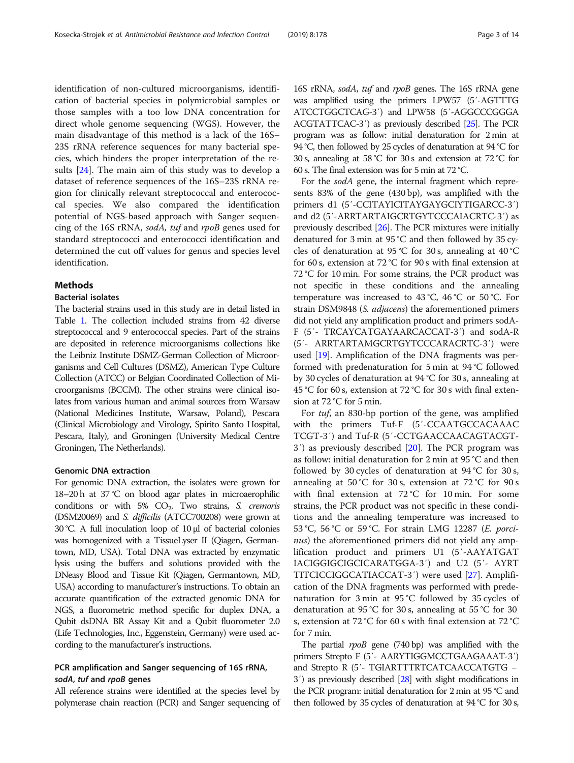identification of non-cultured microorganisms, identification of bacterial species in polymicrobial samples or those samples with a too low DNA concentration for direct whole genome sequencing (WGS). However, the main disadvantage of this method is a lack of the 16S–23S rRNA reference sequences for many bacterial species, which hinders the proper interpretation of the results [24]. The main aim of this study was to develop a dataset of reference sequences of the 16S–23S rRNA region for clinically relevant streptococcal and enterococcal species. We also compared the identification potential of NGS-based approach with Sanger sequencing of the 16S rRNA, *sodA, tuf* and *rpoB* genes used for standard streptococci and enterococci identification and determined the cut off values for genus and species level identification.

## Methods

### Bacterial isolates

The bacterial strains used in this study are in detail listed in Table 1. The collection included strains from 42 diverse streptococcal and 9 enterococcal species. Part of the strains are deposited in reference microorganisms collections like the Leibniz Institute DSMZ-German Collection of Microorganisms and Cell Cultures (DSMZ), American Type Culture Collection (ATCC) or Belgian Coordinated Collection of Microorganisms (BCCM). The other strains were clinical isolates from various human and animal sources from Warsaw (National Medicines Institute, Warsaw, Poland), Pescara (Clinical Microbiology and Virology, Spirito Santo Hospital, Pescara, Italy), and Groningen (University Medical Centre Groningen, The Netherlands).

### Genomic DNA extraction

For genomic DNA extraction, the isolates were grown for 18–20 h at 37 °C on blood agar plates in microaerophilic conditions or with 5% $CO_2$. Two strains, *S. cremoris* (DSM20069) and *S. difficilis* (ATCC700208) were grown at 30 °C. A full inoculation loop of 10 μl of bacterial colonies was homogenized with a TissueLyser II (Qiagen, Germantown, MD, USA). Total DNA was extracted by enzymatic lysis using the buffers and solutions provided with the DNeasy Blood and Tissue Kit (Qiagen, Germantown, MD, USA) according to manufacturer's instructions. To obtain an accurate quantification of the extracted genomic DNA for NGS, a fluorometric method specific for duplex DNA, a Qubit dsDNA BR Assay Kit and a Qubit fluorometer 2.0 (Life Technologies, Inc., Eggenstein, Germany) were used according to the manufacturer's instructions.

### PCR amplification and Sanger sequencing of 16S rRNA, *sodA*, *tuf* and *rpoB* genes

All reference strains were identified at the species level by polymerase chain reaction (PCR) and Sanger sequencing of 16S rRNA, *sodA*, *tuf* and *rpoB* genes. The 16S rRNA gene was amplified using the primers LPW57 (5′-AGTTTG ATCCTGGCTCAG-3′) and LPW58 (5′-AGGCCCGGGA ACGTATTCAC-3′) as previously described [25]. The PCR program was as follow: initial denaturation for 2 min at 94 °C, then followed by 25 cycles of denaturation at 94 °C for 30 s, annealing at 58 °C for 30 s and extension at 72 °C for 60 s. The final extension was for 5 min at 72 °C.

For the *sodA* gene, the internal fragment which represents 83% of the gene (430 bp), was amplified with the primers d1 (5′-CCITAYICITAYGAYGCIYTIGARCC-3′) and d2 (5′-ARRTARTAIGCRTGYTCCCAIACRTC-3′) as previously described [26]. The PCR mixtures were initially denatured for 3 min at 95 °C and then followed by 35 cycles of denaturation at 95 °C for 30 s, annealing at 40 °C for 60 s, extension at 72 °C for 90 s with final extension at 72 °C for 10 min. For some strains, the PCR product was not specific in these conditions and the annealing temperature was increased to 43 °C, 46 °C or 50 °C. For strain DSM9848 (*S. adjacens*) the aforementioned primers did not yield any amplification product and primers sodA-F (5′- TRCAYCATGAYAARCACCAT-3′) and sodA-R (5′- ARRTARTAMGCRTGYTCCCARACRTC-3′) were used [19]. Amplification of the DNA fragments was performed with predenaturation for 5 min at 94 °C followed by 30 cycles of denaturation at 94 °C for 30 s, annealing at 45 °C for 60 s, extension at 72 °C for 30 s with final extension at 72 °C for 5 min.

For *tuf*, an 830-bp portion of the gene, was amplified with the primers Tuf-F (5′-CCAATGCCACAAAC TCGT-3′) and Tuf-R (5′-CCTGAACCAACAGTACGT-3′) as previously described [20]. The PCR program was as follow: initial denaturation for 2 min at 95 °C and then followed by 30 cycles of denaturation at 94 °C for 30 s, annealing at 50 °C for 30 s, extension at 72 °C for 90 s with final extension at 72 °C for 10 min. For some strains, the PCR product was not specific in these conditions and the annealing temperature was increased to 53 °C, 56 °C or 59 °C. For strain LMG 12287 (*E. porcinus*) the aforementioned primers did not yield any amplification product and primers U1 (5′-AAYATGAT IACIGGIGCIGCICARATGGA-3′) and U2 (5′- AYRT TITCICCIGGCATIACCAT-3′) were used [27]. Amplification of the DNA fragments was performed with predenaturation for 3 min at 95 °C followed by 35 cycles of denaturation at 95 °C for 30 s, annealing at 55 °C for 30 s, extension at 72 °C for 60 s with final extension at 72 °C for 7 min.

The partial *rpoB* gene (740 bp) was amplified with the primers Strepto F (5′- AARYTIGGMCCTGAAGAAAT-3′) and Strepto R (5′- TGIARTTTRTCATCAACCATGTG –3′) as previously described [28] with slight modifications in the PCR program: initial denaturation for 2 min at 95 °C and then followed by 35 cycles of denaturation at 94 °C for 30 s,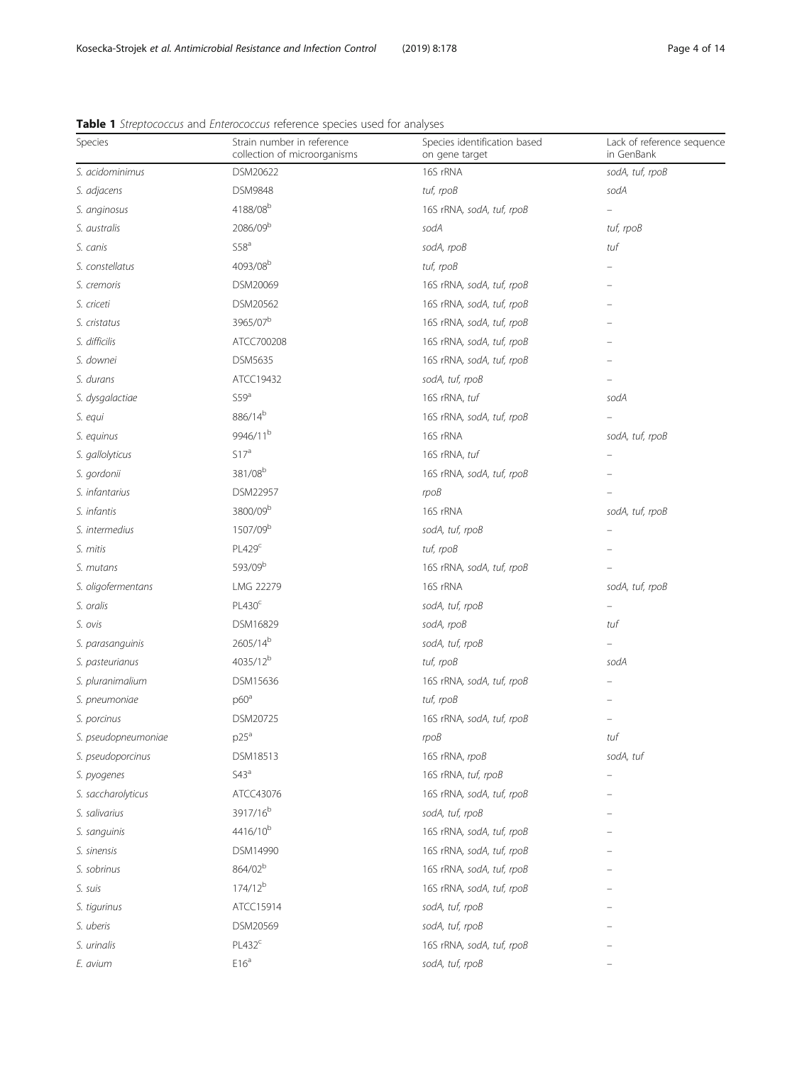**Table 1** *Streptococcus* and *Enterococcus* reference species used for analyses

| Species | Strain number in reference collection of microorganisms | Species identification based on gene target | Lack of reference sequence in GenBank |
| --- | --- | --- | --- |
| *S. acidominimus* | DSM20622 | 16S rRNA | *sodA, tuf, rpoB* |
| *S. adjacens* | DSM9848 | *tuf, rpoB* | *sodA* |
| *S. anginosus* | 4188/08[b] | 16S rRNA, *sodA, tuf, rpoB* | – |
| *S. australis* | 2086/09[b] | *sodA* | *tuf, rpoB* |
| *S. canis* | S58[a] | *sodA, rpoB* | *tuf* |
| *S. constellatus* | 4093/08[b] | *tuf, rpoB* | – |
| *S. cremoris* | DSM20069 | 16S rRNA, *sodA, tuf, rpoB* | – |
| *S. criceti* | DSM20562 | 16S rRNA, *sodA, tuf, rpoB* | – |
| *S. cristatus* | 3965/07[b] | 16S rRNA, *sodA, tuf, rpoB* | – |
| *S. difficilis* | ATCC700208 | 16S rRNA, *sodA, tuf, rpoB* | – |
| *S. downei* | DSM5635 | 16S rRNA, *sodA, tuf, rpoB* | – |
| *S. durans* | ATCC19432 | *sodA, tuf, rpoB* | – |
| *S. dysgalactiae* | S59[a] | 16S rRNA, *tuf* | *sodA* |
| *S. equi* | 886/14[b] | 16S rRNA, *sodA, tuf, rpoB* | – |
| *S. equinus* | 9946/11[b] | 16S rRNA | *sodA, tuf, rpoB* |
| *S. gallolyticus* | S17[a] | 16S rRNA, *tuf* | – |
| *S. gordonii* | 381/08[b] | 16S rRNA, *sodA, tuf, rpoB* | – |
| *S. infantarius* | DSM22957 | *rpoB* | – |
| *S. infantis* | 3800/09[b] | 16S rRNA | *sodA, tuf, rpoB* |
| *S. intermedius* | 1507/09[b] | *sodA, tuf, rpoB* | – |
| *S. mitis* | PL429[c] | *tuf, rpoB* | – |
| *S. mutans* | 593/09[b] | 16S rRNA, *sodA, tuf, rpoB* | – |
| *S. oligofermentans* | LMG 22279 | 16S rRNA | *sodA, tuf, rpoB* |
| *S. oralis* | PL430[c] | *sodA, tuf, rpoB* | – |
| *S. ovis* | DSM16829 | *sodA, rpoB* | *tuf* |
| *S. parasanguinis* | 2605/14[b] | *sodA, tuf, rpoB* | – |
| *S. pasteurianus* | 4035/12[b] | *tuf, rpoB* | *sodA* |
| *S. pluranimalium* | DSM15636 | 16S rRNA, *sodA, tuf, rpoB* | – |
| *S. pneumoniae* | p60[a] | *tuf, rpoB* | – |
| *S. porcinus* | DSM20725 | 16S rRNA, *sodA, tuf, rpoB* | – |
| *S. pseudopneumoniae* | p25[a] | *rpoB* | *tuf* |
| *S. pseudoporcinus* | DSM18513 | 16S rRNA, *rpoB* | *sodA, tuf* |
| *S. pyogenes* | S43[a] | 16S rRNA, *tuf, rpoB* | – |
| *S. saccharolyticus* | ATCC43076 | 16S rRNA, *sodA, tuf, rpoB* | – |
| *S. salivarius* | 3917/16[b] | *sodA, tuf, rpoB* | – |
| *S. sanguinis* | 4416/10[b] | 16S rRNA, *sodA, tuf, rpoB* | – |
| *S. sinensis* | DSM14990 | 16S rRNA, *sodA, tuf, rpoB* | – |
| *S. sobrinus* | 864/02[b] | 16S rRNA, *sodA, tuf, rpoB* | – |
| *S. suis* | 174/12[b] | 16S rRNA, *sodA, tuf, rpoB* | – |
| *S. tigurinus* | ATCC15914 | *sodA, tuf, rpoB* | – |
| *S. uberis* | DSM20569 | *sodA, tuf, rpoB* | – |
| *S. urinalis* | PL432[c] | 16S rRNA, *sodA, tuf, rpoB* | – |
| *E. avium* | E16[a] | *sodA, tuf, rpoB* | – |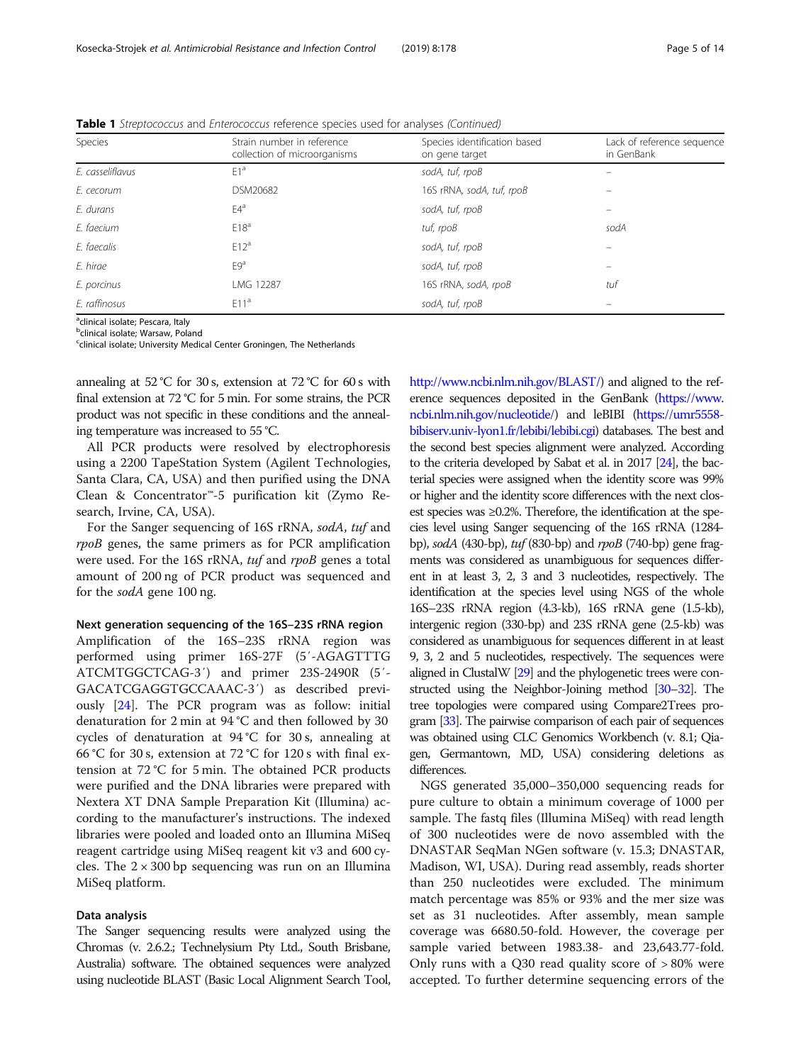**Table 1** *Streptococcus* and *Enterococcus* reference species used for analyses *(Continued)*

| Species | Strain number in reference collection of microorganisms | Species identification based on gene target | Lack of reference sequence in GenBank |
|---|---|---|---|
| *E. casseliflavus* | E1[a] | *sodA*, *tuf*, *rpoB* | – |
| *E. cecorum* | DSM20682 | 16S rRNA, *sodA*, *tuf*, *rpoB* | – |
| *E. durans* | E4[a] | *sodA*, *tuf*, *rpoB* | – |
| *E. faecium* | E18[a] | *tuf*, *rpoB* | *sodA* |
| *E. faecalis* | E12[a] | *sodA*, *tuf*, *rpoB* | – |
| *E. hirae* | E9[a] | *sodA*, *tuf*, *rpoB* | – |
| *E. porcinus* | LMG 12287 | 16S rRNA, *sodA*, *rpoB* | *tuf* |
| *E. raffinosus* | E11[a] | *sodA*, *tuf*, *rpoB* | – |

[a]clinical isolate; Pescara, Italy
[b]clinical isolate; Warsaw, Poland
[c]clinical isolate; University Medical Center Groningen, The Netherlands

annealing at 52 °C for 30 s, extension at 72 °C for 60 s with final extension at 72 °C for 5 min. For some strains, the PCR product was not specific in these conditions and the annealing temperature was increased to 55 °C.

All PCR products were resolved by electrophoresis using a 2200 TapeStation System (Agilent Technologies, Santa Clara, CA, USA) and then purified using the DNA Clean & Concentrator™-5 purification kit (Zymo Research, Irvine, CA, USA).

For the Sanger sequencing of 16S rRNA, *sodA*, *tuf* and *rpoB* genes, the same primers as for PCR amplification were used. For the 16S rRNA, *tuf* and *rpoB* genes a total amount of 200 ng of PCR product was sequenced and for the *sodA* gene 100 ng.

### Next generation sequencing of the 16S–23S rRNA region

Amplification of the 16S–23S rRNA region was performed using primer 16S-27F (5′-AGAGTTTGATCMTGGCTCAG-3′) and primer 23S-2490R (5′-GACATCGAGGTGCCAAAC-3′) as described previously [24]. The PCR program was as follow: initial denaturation for 2 min at 94 °C and then followed by 30 cycles of denaturation at 94 °C for 30 s, annealing at 66 °C for 30 s, extension at 72 °C for 120 s with final extension at 72 °C for 5 min. The obtained PCR products were purified and the DNA libraries were prepared with Nextera XT DNA Sample Preparation Kit (Illumina) according to the manufacturer's instructions. The indexed libraries were pooled and loaded onto an Illumina MiSeq reagent cartridge using MiSeq reagent kit v3 and 600 cycles. The 2 × 300 bp sequencing was run on an Illumina MiSeq platform.

### Data analysis

The Sanger sequencing results were analyzed using the Chromas (v. 2.6.2.; Technelysium Pty Ltd., South Brisbane, Australia) software. The obtained sequences were analyzed using nucleotide BLAST (Basic Local Alignment Search Tool, http://www.ncbi.nlm.nih.gov/BLAST/) and aligned to the reference sequences deposited in the GenBank (https://www.ncbi.nlm.nih.gov/nucleotide/) and leBIBI (https://umr5558-bibiserv.univ-lyon1.fr/lebibi/lebibi.cgi) databases. The best and the second best species alignment were analyzed. According to the criteria developed by Sabat et al. in 2017 [24], the bacterial species were assigned when the identity score was 99% or higher and the identity score differences with the next closest species was ≥0.2%. Therefore, the identification at the species level using Sanger sequencing of the 16S rRNA (1284-bp), *sodA* (430-bp), *tuf* (830-bp) and *rpoB* (740-bp) gene fragments was considered as unambiguous for sequences different in at least 3, 2, 3 and 3 nucleotides, respectively. The identification at the species level using NGS of the whole 16S–23S rRNA region (4.3-kb), 16S rRNA gene (1.5-kb), intergenic region (330-bp) and 23S rRNA gene (2.5-kb) was considered as unambiguous for sequences different in at least 9, 3, 2 and 5 nucleotides, respectively. The sequences were aligned in ClustalW [29] and the phylogenetic trees were constructed using the Neighbor-Joining method [30–32]. The tree topologies were compared using Compare2Trees program [33]. The pairwise comparison of each pair of sequences was obtained using CLC Genomics Workbench (v. 8.1; Qiagen, Germantown, MD, USA) considering deletions as differences.

NGS generated 35,000–350,000 sequencing reads for pure culture to obtain a minimum coverage of 1000 per sample. The fastq files (Illumina MiSeq) with read length of 300 nucleotides were de novo assembled with the DNASTAR SeqMan NGen software (v. 15.3; DNASTAR, Madison, WI, USA). During read assembly, reads shorter than 250 nucleotides were excluded. The minimum match percentage was 85% or 93% and the mer size was set as 31 nucleotides. After assembly, mean sample coverage was 6680.50-fold. However, the coverage per sample varied between 1983.38- and 23,643.77-fold. Only runs with a Q30 read quality score of > 80% were accepted. To further determine sequencing errors of the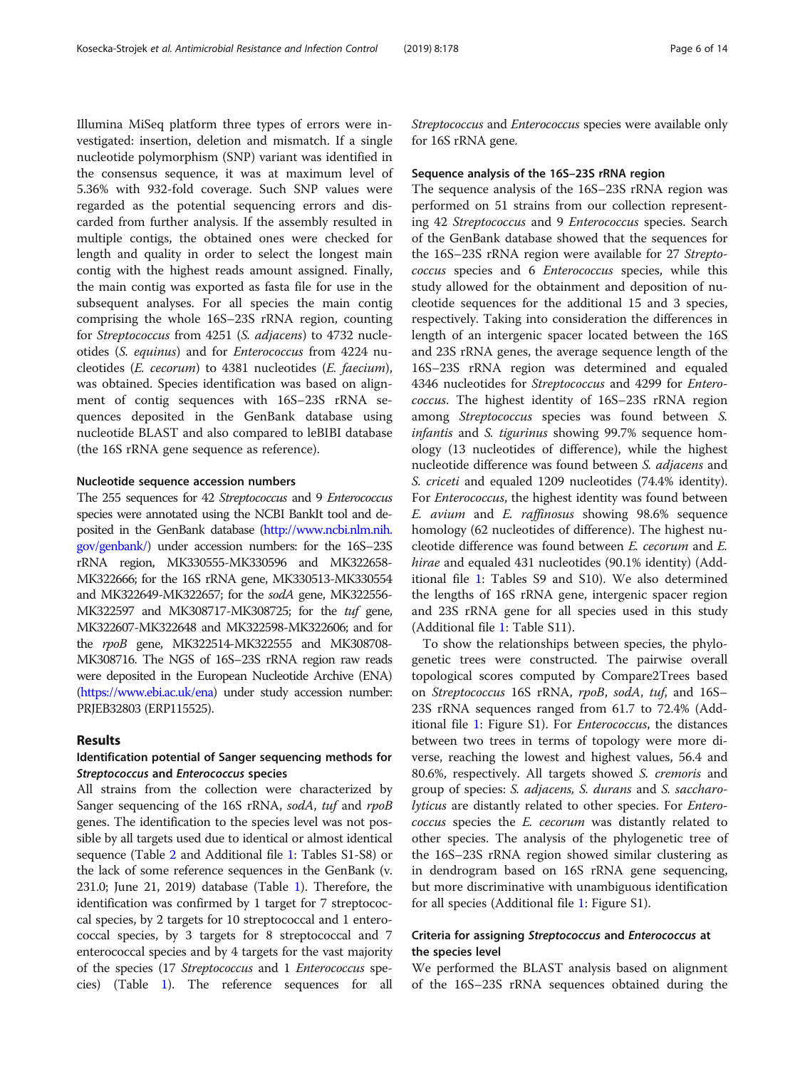Illumina MiSeq platform three types of errors were investigated: insertion, deletion and mismatch. If a single nucleotide polymorphism (SNP) variant was identified in the consensus sequence, it was at maximum level of 5.36% with 932-fold coverage. Such SNP values were regarded as the potential sequencing errors and discarded from further analysis. If the assembly resulted in multiple contigs, the obtained ones were checked for length and quality in order to select the longest main contig with the highest reads amount assigned. Finally, the main contig was exported as fasta file for use in the subsequent analyses. For all species the main contig comprising the whole 16S–23S rRNA region, counting for *Streptococcus* from 4251 (*S. adjacens*) to 4732 nucleotides (*S. equinus*) and for *Enterococcus* from 4224 nucleotides (*E. cecorum*) to 4381 nucleotides (*E. faecium*), was obtained. Species identification was based on alignment of contig sequences with 16S–23S rRNA sequences deposited in the GenBank database using nucleotide BLAST and also compared to leBIBI database (the 16S rRNA gene sequence as reference).

#### Nucleotide sequence accession numbers

The 255 sequences for 42 *Streptococcus* and 9 *Enterococcus* species were annotated using the NCBI BankIt tool and deposited in the GenBank database (http://www.ncbi.nlm.nih.gov/genbank/) under accession numbers: for the 16S–23S rRNA region, MK330555-MK330596 and MK322658-MK322666; for the 16S rRNA gene, MK330513-MK330554 and MK322649-MK322657; for the *sodA* gene, MK322556-MK322597 and MK308717-MK308725; for the *tuf* gene, MK322607-MK322648 and MK322598-MK322606; and for the *rpoB* gene, MK322514-MK322555 and MK308708-MK308716. The NGS of 16S–23S rRNA region raw reads were deposited in the European Nucleotide Archive (ENA) (https://www.ebi.ac.uk/ena) under study accession number: PRJEB32803 (ERP115525).

## Results

### Identification potential of Sanger sequencing methods for *Streptococcus* and *Enterococcus* species

All strains from the collection were characterized by Sanger sequencing of the 16S rRNA, *sodA*, *tuf* and *rpoB* genes. The identification to the species level was not possible by all targets used due to identical or almost identical sequence (Table 2 and Additional file 1: Tables S1-S8) or the lack of some reference sequences in the GenBank (v. 231.0; June 21, 2019) database (Table 1). Therefore, the identification was confirmed by 1 target for 7 streptococcal species, by 2 targets for 10 streptococcal and 1 enterococcal species, by 3 targets for 8 streptococcal and 7 enterococcal species and by 4 targets for the vast majority of the species (17 *Streptococcus* and 1 *Enterococcus* species) (Table 1). The reference sequences for all *Streptococcus* and *Enterococcus* species were available only for 16S rRNA gene.

#### Sequence analysis of the 16S–23S rRNA region

The sequence analysis of the 16S–23S rRNA region was performed on 51 strains from our collection representing 42 *Streptococcus* and 9 *Enterococcus* species. Search of the GenBank database showed that the sequences for the 16S–23S rRNA region were available for 27 *Streptococcus* species and 6 *Enterococcus* species, while this study allowed for the obtainment and deposition of nucleotide sequences for the additional 15 and 3 species, respectively. Taking into consideration the differences in length of an intergenic spacer located between the 16S and 23S rRNA genes, the average sequence length of the 16S–23S rRNA region was determined and equaled 4346 nucleotides for *Streptococcus* and 4299 for *Enterococcus*. The highest identity of 16S–23S rRNA region among *Streptococcus* species was found between *S. infantis* and *S. tigurinus* showing 99.7% sequence homology (13 nucleotides of difference), while the highest nucleotide difference was found between *S. adjacens* and *S. criceti* and equaled 1209 nucleotides (74.4% identity). For *Enterococcus*, the highest identity was found between *E. avium* and *E. raffinosus* showing 98.6% sequence homology (62 nucleotides of difference). The highest nucleotide difference was found between *E. cecorum* and *E. hirae* and equaled 431 nucleotides (90.1% identity) (Additional file 1: Tables S9 and S10). We also determined the lengths of 16S rRNA gene, intergenic spacer region and 23S rRNA gene for all species used in this study (Additional file 1: Table S11).

To show the relationships between species, the phylogenetic trees were constructed. The pairwise overall topological scores computed by Compare2Trees based on *Streptococcus* 16S rRNA, *rpoB*, *sodA*, *tuf*, and 16S–23S rRNA sequences ranged from 61.7 to 72.4% (Additional file 1: Figure S1). For *Enterococcus*, the distances between two trees in terms of topology were more diverse, reaching the lowest and highest values, 56.4 and 80.6%, respectively. All targets showed *S. cremoris* and group of species: *S. adjacens, S. durans* and *S. saccharolyticus* are distantly related to other species. For *Enterococcus* species the *E. cecorum* was distantly related to other species. The analysis of the phylogenetic tree of the 16S–23S rRNA region showed similar clustering as in dendrogram based on 16S rRNA gene sequencing, but more discriminative with unambiguous identification for all species (Additional file 1: Figure S1).

### Criteria for assigning *Streptococcus* and *Enterococcus* at the species level

We performed the BLAST analysis based on alignment of the 16S–23S rRNA sequences obtained during the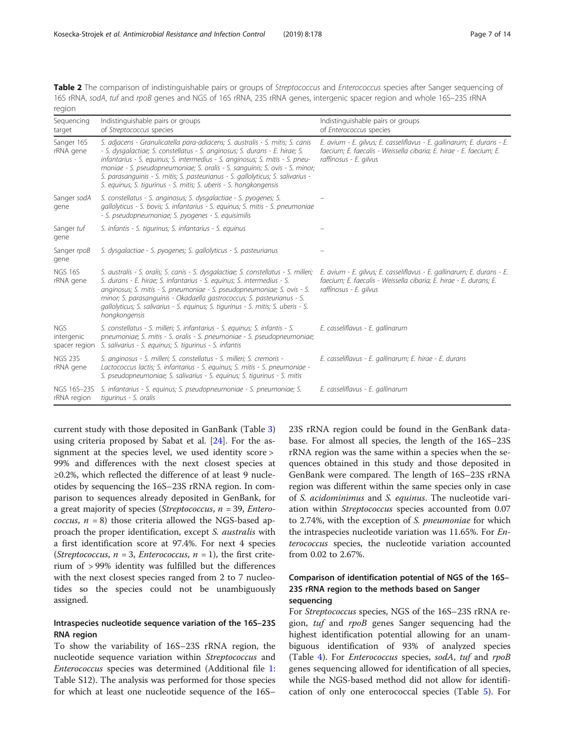**Table 2** The comparison of indistinguishable pairs or groups of *Streptococcus* and *Enterococcus* species after Sanger sequencing of 16S rRNA, *sodA*, *tuf* and *rpoB* genes and NGS of 16S rRNA, 23S rRNA genes, intergenic spacer region and whole 16S–23S rRNA region

| Sequencing target | Indistinguishable pairs or groups of *Streptococcus* species | Indistinguishable pairs or groups of *Enterococcus* species |
|---|---|---|
| Sanger 16S rRNA gene | *S. adjacens - Granulicatella para-adiacens; S. australis - S. mitis; S. canis - S. dysgalactiae; S. constellatus - S. anginosus; S. durans - E. hirae; S. infantarius - S. equinus; S. intermedius - S. anginosus; S. mitis - S. pneumoniae - S. pseudopneumoniae; S. oralis - S. sanguinis; S. ovis - S. minor; S. parasanguinis - S. mitis; S. pasteurianus - S. gallolyticus; S. salivarius - S. equinus; S. tigurinus - S. mitis; S. uberis - S. hongkongensis* | *E. avium - E. gilvus; E. casseliflavus - E. gallinarum; E. durans - E. faecium; E. faecalis - Weissella cibaria; E. hirae - E. faecium; E. raffinosus - E. gilvus* |
| Sanger *sodA* gene | *S. constellatus - S. anginosus; S. dysgalactiae - S. pyogenes; S. gallolyticus - S. bovis; S. infantarius - S. equinus; S. mitis - S. pneumoniae - S. pseudopneumoniae; S. pyogenes - S. equisimilis* | – |
| Sanger *tuf* gene | *S. infantis - S. tigurinus; S. infantarius - S. equinus* | – |
| Sanger *rpoB* gene | *S. dysgalactiae - S. pyogenes; S. gallolyticus - S. pasteurianus* | – |
| NGS 16S rRNA gene | *S. australis - S. oralis; S. canis - S. dysgalactiae; S. constellatus - S. milleri; S. durans - E. hirae; S. infantarius - S. equinus; S. intermedius - S. anginosus; S. mitis - S. pneumoniae - S. pseudopneumoniae; S. ovis - S. minor; S. parasanguinis - Okadaella gastrococcus; S. pasteurianus - S. gallolyticus; S. salivarius - S. equinus; S. tigurinus - S. mitis; S. uberis - S. hongkongensis* | *E. avium - E. gilvus; E. casseliflavus - E. gallinarum; E. durans - E. faecium; E. faecalis - Weissella cibaria; E. hirae - E. durans; E. raffinosus - E. gilvus* |
| NGS intergenic spacer region | *S. constellatus - S. milleri; S. infantarius - S. equinus; S. infantis - S. pneumoniae; S. mitis - S. oralis - S. pneumoniae - S. pseudopneumoniae; S. salivarius - S. equinus; S. tigurinus - S. infantis* | *E. casseliflavus - E. gallinarum* |
| NGS 23S rRNA gene | *S. anginosus - S. milleri; S. constellatus - S. milleri; S. cremoris - Lactococcus lactis; S. infantarius - S. equinus; S. mitis - S. pneumoniae - S. pseudopneumoniae; S. salivarius - S. equinus; S. tigurinus - S. mitis* | *E. casseliflavus - E. gallinarum; E. hirae - E. durans* |
| NGS 16S–23S rRNA region | *S. infantarius - S. equinus; S. pseudopneumoniae - S. pneumoniae; S. tigurinus - S. oralis* | *E. casseliflavus - E. gallinarum* |

current study with those deposited in GanBank (Table 3) using criteria proposed by Sabat et al. [24]. For the assignment at the species level, we used identity score > 99% and differences with the next closest species at ≥0.2%, which reflected the difference of at least 9 nucleotides by sequencing the 16S–23S rRNA region. In comparison to sequences already deposited in GenBank, for a great majority of species (*Streptococcus*, $n = 39$, *Enterococcus*, $n = 8$) those criteria allowed the NGS-based approach the proper identification, except *S. australis* with a first identification score at 97.4%. For next 4 species (*Streptococcus*, $n = 3$, *Enterococcus*, $n = 1$), the first criterium of > 99% identity was fulfilled but the differences with the next closest species ranged from 2 to 7 nucleotides so the species could not be unambiguously assigned.

## Intraspecies nucleotide sequence variation of the 16S–23S RNA region

To show the variability of 16S–23S rRNA region, the nucleotide sequence variation within *Streptococcus* and *Enterococcus* species was determined (Additional file 1: Table S12). The analysis was performed for those species for which at least one nucleotide sequence of the 16S–23S rRNA region could be found in the GenBank database. For almost all species, the length of the 16S–23S rRNA region was the same within a species when the sequences obtained in this study and those deposited in GenBank were compared. The length of 16S–23S rRNA region was different within the same species only in case of *S. acidominimus* and *S. equinus*. The nucleotide variation within *Streptococcus* species accounted from 0.07 to 2.74%, with the exception of *S. pneumoniae* for which the intraspecies nucleotide variation was 11.65%. For *Enterococcus* species, the nucleotide variation accounted from 0.02 to 2.67%.

## Comparison of identification potential of NGS of the 16S–23S rRNA region to the methods based on Sanger sequencing

For *Streptococcus* species, NGS of the 16S–23S rRNA region, *tuf* and *rpoB* genes Sanger sequencing had the highest identification potential allowing for an unambiguous identification of 93% of analyzed species (Table 4). For *Enterococcus* species, *sodA*, *tuf* and *rpoB* genes sequencing allowed for identification of all species, while the NGS-based method did not allow for identification of only one enterococcal species (Table 5). For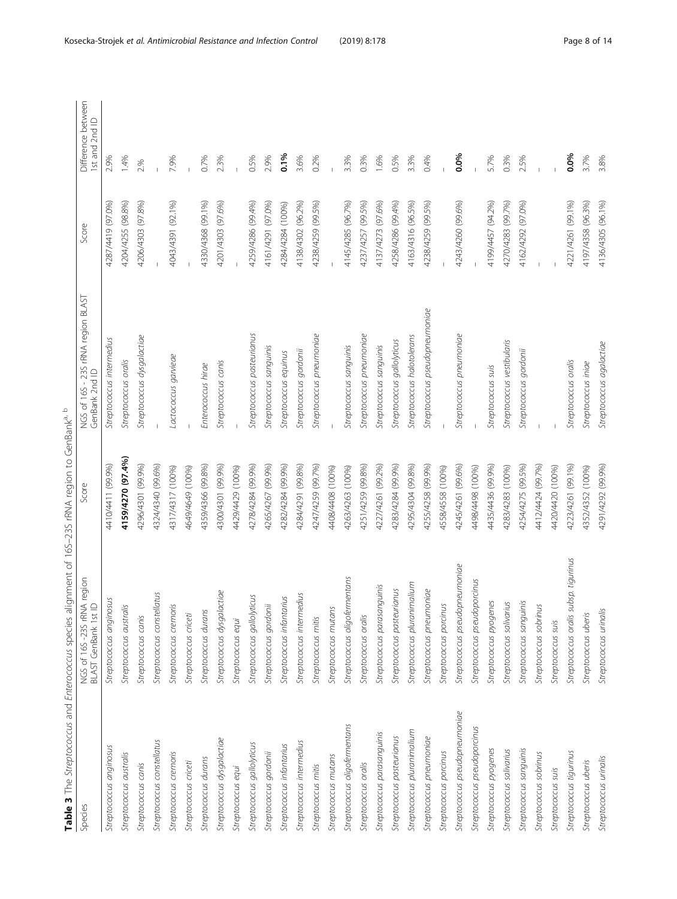**Table 3** The *Streptococcus* and *Enterococcus* species alignment of 16S–23S rRNA region to GenBank[a, b]

| Species | NGS of 16S - 23S rRNA region BLAST GenBank 1st ID | Score | NGS of 16S - 23S rRNA region BLAST GenBank 2nd ID | Score | Difference between 1st and 2nd ID |
|---|---|---|---|---|---|
| *Streptococcus anginosus* | *Streptococcus anginosus* | 4410/4411 (99.9%) | *Streptococcus intermedius* | 4287/4419 (97.0%) | 2.9% |
| *Streptococcus australis* | *Streptococcus australis* | **4159/4270 (97.4%)** | *Streptococcus oralis* | 4204/4255 (98.8%) | 1.4% |
| *Streptococcus canis* | *Streptococcus canis* | 4296/4301 (99.9%) | *Streptococcus dysgalactiae* | 4206/4303 (97.8%) | 2% |
| *Streptococcus constellatus* | *Streptococcus constellatus* | 4324/4340 (99.6%) | – | – | – |
| *Streptococcus cremoris* | *Streptococcus cremoris* | 4317/4317 (100%) | *Lactococcus garvieae* | 4043/4391 (92.1%) | 7.9% |
| *Streptococcus criceti* | *Streptococcus criceti* | 4649/4649 (100%) | – | – | – |
| *Streptococcus durans* | *Streptococcus durans* | 4359/4366 (99.8%) | *Enterococcus hirae* | 4330/4368 (99.1%) | 0.7% |
| *Streptococcus dysgalactiae* | *Streptococcus dysgalactiae* | 4300/4301 (99.9%) | *Streptococcus canis* | 4201/4303 (97.6%) | 2.3% |
| *Streptococcus equi* | *Streptococcus equi* | 4429/4429 (100%) | – | – | – |
| *Streptococcus gallolyticus* | *Streptococcus gallolyticus* | 4278/4284 (99.9%) | *Streptococcus pasteurianus* | 4259/4286 (99.4%) | 0.5% |
| *Streptococcus gordonii* | *Streptococcus gordonii* | 4265/4267 (99.9%) | *Streptococcus sanguinis* | 4161/4291 (97.0%) | 2.9% |
| *Streptococcus infantarius* | *Streptococcus infantarius* | 4282/4284 (99.9%) | *Streptococcus equinus* | 4284/4284 (100%) | **0.1%** |
| *Streptococcus intermedius* | *Streptococcus intermedius* | 4284/4291 (99.8%) | *Streptococcus gordonii* | 4138/4302 (96.2%) | 3.6% |
| *Streptococcus mitis* | *Streptococcus mitis* | 4247/4259 (99.7%) | *Streptococcus pneumoniae* | 4238/4259 (99.5%) | 0.2% |
| *Streptococcus mutans* | *Streptococcus mutans* | 4408/4408 (100%) | – | – | – |
| *Streptococcus oligofermentans* | *Streptococcus oligofermentans* | 4263/4263 (100%) | *Streptococcus sanguinis* | 4145/4285 (96.7%) | 3.3% |
| *Streptococcus oralis* | *Streptococcus oralis* | 4251/4259 (99.8%) | *Streptococcus pneumoniae* | 4237/4257 (99.5%) | 0.3% |
| *Streptococcus parasanguinis* | *Streptococcus parasanguinis* | 4227/4261 (99.2%) | *Streptococcus sanguinis* | 4137/4273 (97.6%) | 1.6% |
| *Streptococcus pasteurianus* | *Streptococcus pasteurianus* | 4283/4284 (99.9%) | *Streptococcus gallolyticus* | 4258/4286 (99.4%) | 0.5% |
| *Streptococcus pluranimalium* | *Streptococcus pluranimalium* | 4295/4304 (99.8%) | *Streptococcus halotolerans* | 4163/4316 (96.5%) | 3.3% |
| *Streptococcus pneumoniae* | *Streptococcus pneumoniae* | 4255/4258 (99.9%) | *Streptococcus pseudopneumoniae* | 4238/4259 (99.5%) | 0.4% |
| *Streptococcus porcinus* | *Streptococcus porcinus* | 4558/4558 (100%) | – | – | – |
| *Streptococcus pseudopneumoniae* | *Streptococcus pseudopneumoniae* | 4245/4261 (99.6%) | *Streptococcus pneumoniae* | 4243/4260 (99.6%) | **0.0%** |
| *Streptococcus pseudoporcinus* | *Streptococcus pseudoporcinus* | 4498/4498 (100%) | – | – | – |
| *Streptococcus pyogenes* | *Streptococcus pyogenes* | 4435/4436 (99.9%) | *Streptococcus suis* | 4199/4457 (94.2%) | 5.7% |
| *Streptococcus salivarius* | *Streptococcus salivarius* | 4283/4283 (100%) | *Streptococcus vestibularis* | 4270/4283 (99.7%) | 0.3% |
| *Streptococcus sanguinis* | *Streptococcus sanguinis* | 4254/4275 (99.5%) | *Streptococcus gordonii* | 4162/4292 (97.0%) | 2.5% |
| *Streptococcus sobrinus* | *Streptococcus sobrinus* | 4412/4424 (99.7%) | – | – | – |
| *Streptococcus suis* | *Streptococcus suis* | 4420/4420 (100%) | – | – | – |
| *Streptococcus tigurinus* | *Streptococcus oralis subsp. tigurinus* | 4223/4261 (99.1%) | *Streptococcus oralis* | 4221/4261 (99.1%) | **0.0%** |
| *Streptococcus uberis* | *Streptococcus uberis* | 4352/4352 (100%) | *Streptococcus iniae* | 4197/4358 (96.3%) | 3.7% |
| *Streptococcus urinalis* | *Streptococcus urinalis* | 4291/4292 (99.9%) | *Streptococcus agalactiae* | 4136/4305 (96.1%) | 3.8% |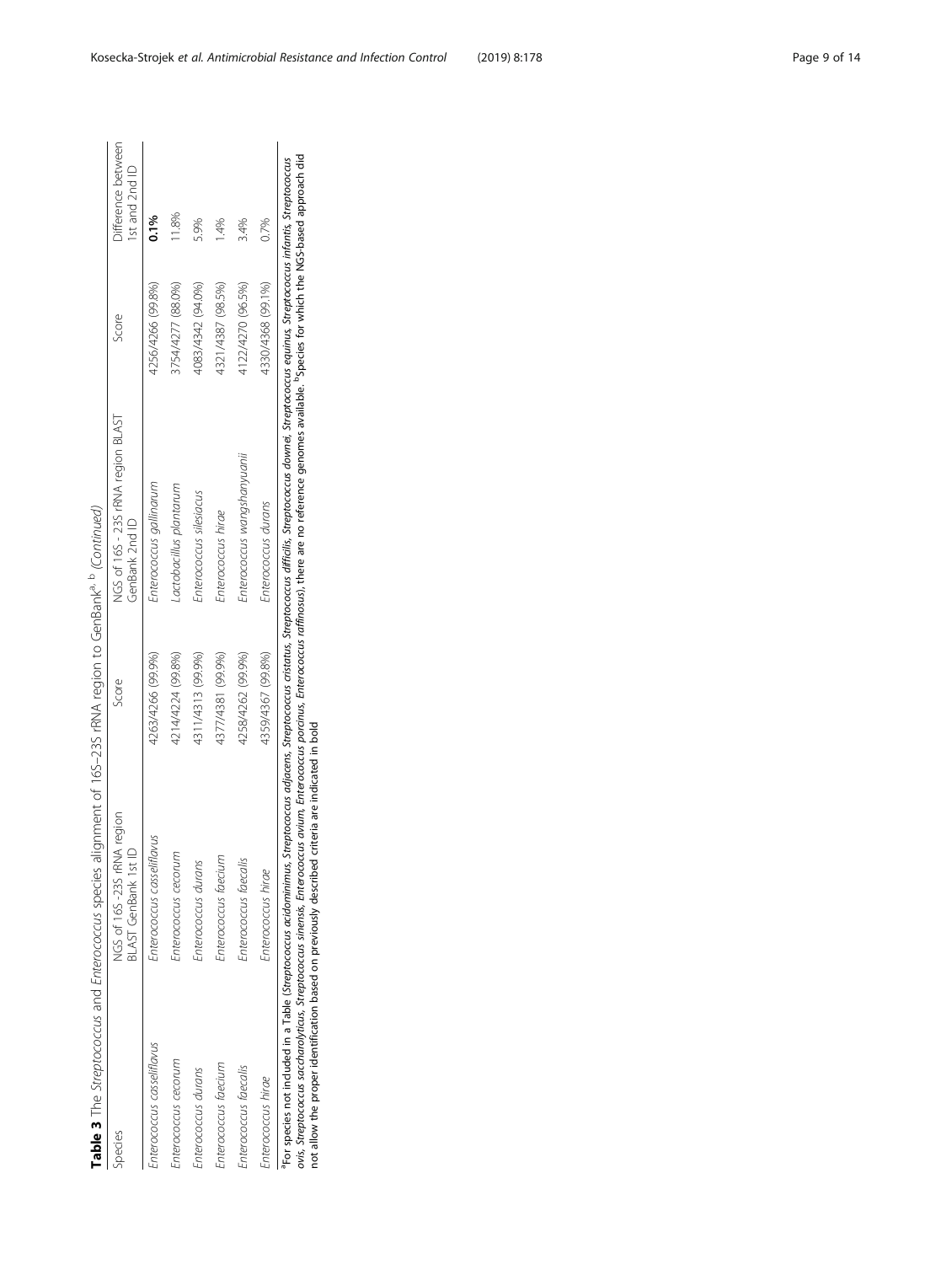**Table 3** The *Streptococcus* and *Enterococcus* species alignment of 16S–23S rRNA region to GenBank[a, b] *(Continued)*

| Species | NGS of 16S -23S rRNA region BLAST GenBank 1st ID | Score | NGS of 16S - 23S rRNA region BLAST GenBank 2nd ID | Score | Difference between 1st and 2nd ID |
|---|---|---|---|---|---|
| *Enterococcus casseliflavus* | *Enterococcus casseliflavus* | 4263/4266 (99.9%) | *Enterococcus gallinarum* | 4256/4266 (99.8%) | **0.1%** |
| *Enterococcus cecorum* | *Enterococcus cecorum* | 4214/4224 (99.8%) | *Lactobacillus plantarum* | 3754/4277 (88.0%) | 11.8% |
| *Enterococcus durans* | *Enterococcus durans* | 4311/4313 (99.9%) | *Enterococcus silesiacus* | 4083/4342 (94.0%) | 5.9% |
| *Enterococcus faecium* | *Enterococcus faecium* | 4377/4381 (99.9%) | *Enterococcus hirae* | 4321/4387 (98.5%) | 1.4% |
| *Enterococcus faecalis* | *Enterococcus faecalis* | 4258/4262 (99.9%) | *Enterococcus wangshanyuanii* | 4122/4270 (96.5%) | 3.4% |
| *Enterococcus hirae* | *Enterococcus hirae* | 4359/4367 (99.8%) | *Enterococcus durans* | 4330/4368 (99.1%) | 0.7% |

[a]For species not included in a Table (*Streptococcus acidominimus, Streptococcus adjacens, Streptococcus cristatus, Streptococcus difficilis, Streptococcus downei, Streptococcus equinus, Streptococcus infantis, Streptococcus ovis, Streptococcus saccharolyticus, Streptococcus sinensis, Enterococcus avium, Enterococcus porcinus, Enterococcus raffinosus*), there are no reference genomes available. [b]Species for which the NGS-based approach did not allow the proper identification based on previously described criteria are indicated in bold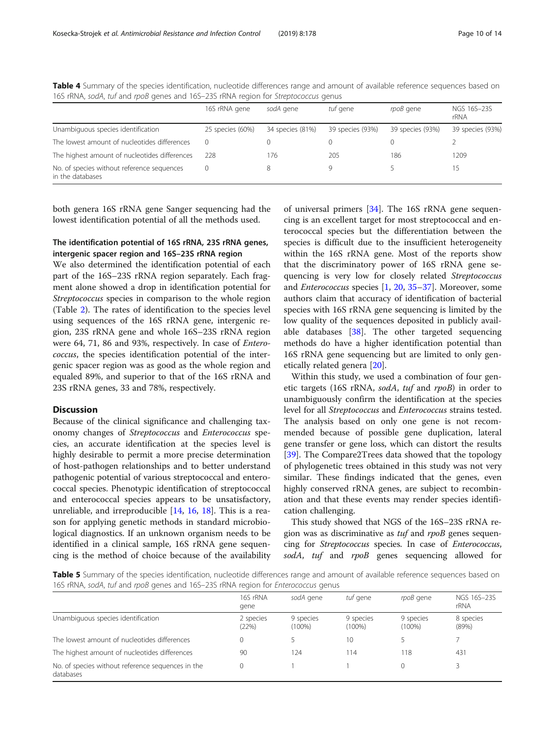**Table 4** Summary of the species identification, nucleotide differences range and amount of available reference sequences based on 16S rRNA, *sodA*, *tuf* and *rpoB* genes and 16S–23S rRNA region for *Streptococcus* genus

| | 16S rRNA gene | *sodA* gene | *tuf* gene | *rpoB* gene | NGS 16S–23S rRNA |
|---|---|---|---|---|---|
| Unambiguous species identification | 25 species (60%) | 34 species (81%) | 39 species (93%) | 39 species (93%) | 39 species (93%) |
| The lowest amount of nucleotides differences | 0 | 0 | 0 | 0 | 2 |
| The highest amount of nucleotides differences | 228 | 176 | 205 | 186 | 1209 |
| No. of species without reference sequences in the databases | 0 | 8 | 9 | 5 | 15 |

both genera 16S rRNA gene Sanger sequencing had the lowest identification potential of all the methods used.

### The identification potential of 16S rRNA, 23S rRNA genes, intergenic spacer region and 16S–23S rRNA region

We also determined the identification potential of each part of the 16S–23S rRNA region separately. Each fragment alone showed a drop in identification potential for *Streptococcus* species in comparison to the whole region (Table 2). The rates of identification to the species level using sequences of the 16S rRNA gene, intergenic region, 23S rRNA gene and whole 16S–23S rRNA region were 64, 71, 86 and 93%, respectively. In case of *Enterococcus*, the species identification potential of the intergenic spacer region was as good as the whole region and equaled 89%, and superior to that of the 16S rRNA and 23S rRNA genes, 33 and 78%, respectively.

## Discussion

Because of the clinical significance and challenging taxonomy changes of *Streptococcus* and *Enterococcus* species, an accurate identification at the species level is highly desirable to permit a more precise determination of host-pathogen relationships and to better understand pathogenic potential of various streptococcal and enterococcal species. Phenotypic identification of streptococcal and enterococcal species appears to be unsatisfactory, unreliable, and irreproducible [14, 16, 18]. This is a reason for applying genetic methods in standard microbiological diagnostics. If an unknown organism needs to be identified in a clinical sample, 16S rRNA gene sequencing is the method of choice because of the availability of universal primers [34]. The 16S rRNA gene sequencing is an excellent target for most streptococcal and enterococcal species but the differentiation between the species is difficult due to the insufficient heterogeneity within the 16S rRNA gene. Most of the reports show that the discriminatory power of 16S rRNA gene sequencing is very low for closely related *Streptococcus* and *Enterococcus* species [1, 20, 35–37]. Moreover, some authors claim that accuracy of identification of bacterial species with 16S rRNA gene sequencing is limited by the low quality of the sequences deposited in publicly available databases [38]. The other targeted sequencing methods do have a higher identification potential than 16S rRNA gene sequencing but are limited to only genetically related genera [20].

Within this study, we used a combination of four genetic targets (16S rRNA, *sodA*, *tuf* and *rpoB*) in order to unambiguously confirm the identification at the species level for all *Streptococcus* and *Enterococcus* strains tested. The analysis based on only one gene is not recommended because of possible gene duplication, lateral gene transfer or gene loss, which can distort the results [39]. The Compare2Trees data showed that the topology of phylogenetic trees obtained in this study was not very similar. These findings indicated that the genes, even highly conserved rRNA genes, are subject to recombination and that these events may render species identification challenging.

This study showed that NGS of the 16S–23S rRNA region was as discriminative as *tuf* and *rpoB* genes sequencing for *Streptococcus* species. In case of *Enterococcus*, *sodA*, *tuf* and *rpoB* genes sequencing allowed for

**Table 5** Summary of the species identification, nucleotide differences range and amount of available reference sequences based on 16S rRNA, *sodA*, *tuf* and *rpoB* genes and 16S–23S rRNA region for *Enterococcus* genus

| | 16S rRNA gene | *sodA* gene | *tuf* gene | *rpoB* gene | NGS 16S–23S rRNA |
|---|---|---|---|---|---|
| Unambiguous species identification | 2 species (22%) | 9 species (100%) | 9 species (100%) | 9 species (100%) | 8 species (89%) |
| The lowest amount of nucleotides differences | 0 | 5 | 10 | 5 | 7 |
| The highest amount of nucleotides differences | 90 | 124 | 114 | 118 | 431 |
| No. of species without reference sequences in the databases | 0 | 1 | 1 | 0 | 3 |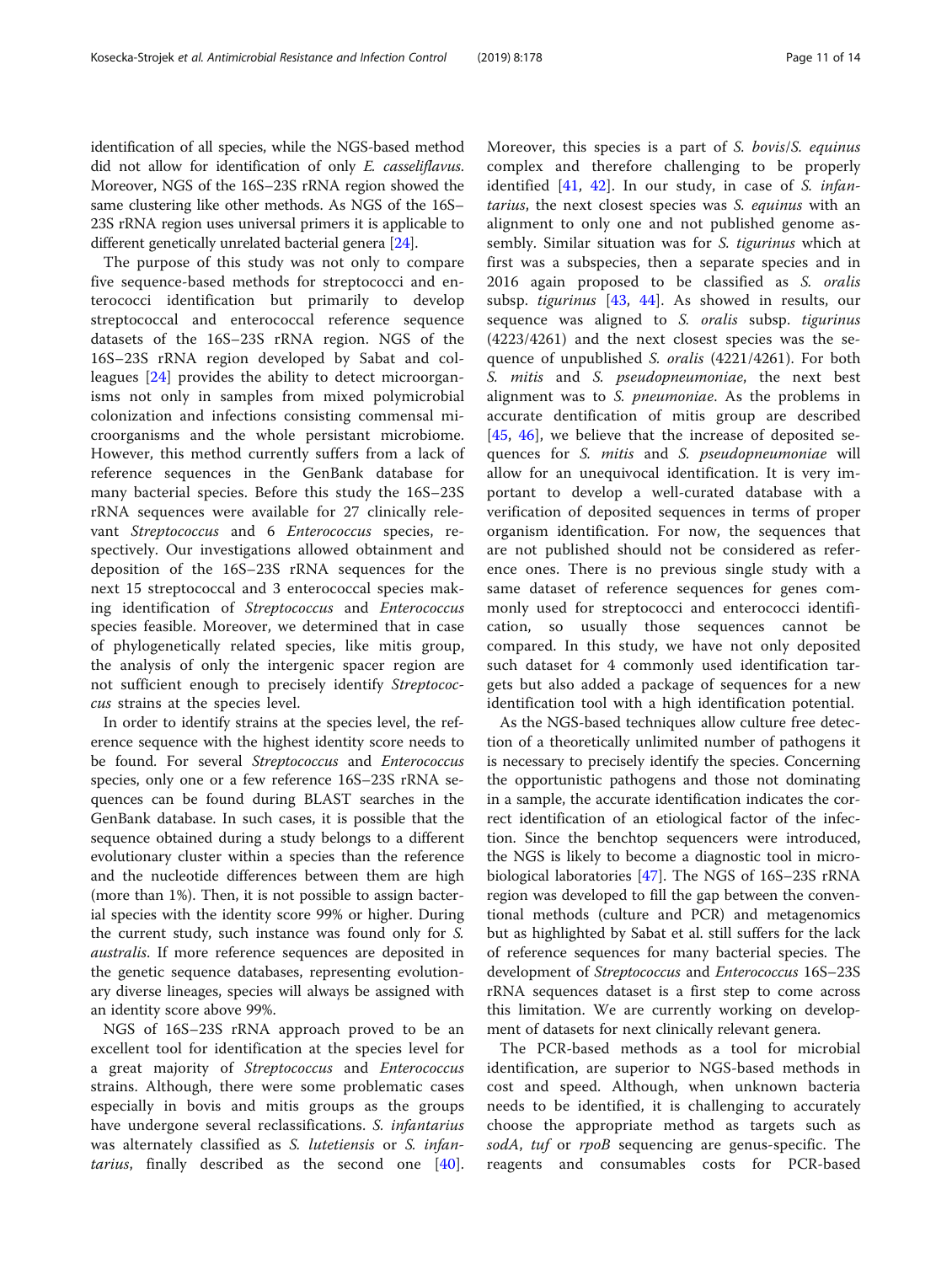identification of all species, while the NGS-based method did not allow for identification of only *E. casseliflavus*. Moreover, NGS of the 16S–23S rRNA region showed the same clustering like other methods. As NGS of the 16S–23S rRNA region uses universal primers it is applicable to different genetically unrelated bacterial genera [24].

The purpose of this study was not only to compare five sequence-based methods for streptococci and enterococci identification but primarily to develop streptococcal and enterococcal reference sequence datasets of the 16S–23S rRNA region. NGS of the 16S–23S rRNA region developed by Sabat and colleagues [24] provides the ability to detect microorganisms not only in samples from mixed polymicrobial colonization and infections consisting commensal microorganisms and the whole persistant microbiome. However, this method currently suffers from a lack of reference sequences in the GenBank database for many bacterial species. Before this study the 16S–23S rRNA sequences were available for 27 clinically relevant *Streptococcus* and 6 *Enterococcus* species, respectively. Our investigations allowed obtainment and deposition of the 16S–23S rRNA sequences for the next 15 streptococcal and 3 enterococcal species making identification of *Streptococcus* and *Enterococcus* species feasible. Moreover, we determined that in case of phylogenetically related species, like mitis group, the analysis of only the intergenic spacer region are not sufficient enough to precisely identify *Streptococcus* strains at the species level.

In order to identify strains at the species level, the reference sequence with the highest identity score needs to be found. For several *Streptococcus* and *Enterococcus* species, only one or a few reference 16S–23S rRNA sequences can be found during BLAST searches in the GenBank database. In such cases, it is possible that the sequence obtained during a study belongs to a different evolutionary cluster within a species than the reference and the nucleotide differences between them are high (more than 1%). Then, it is not possible to assign bacterial species with the identity score 99% or higher. During the current study, such instance was found only for *S. australis*. If more reference sequences are deposited in the genetic sequence databases, representing evolutionary diverse lineages, species will always be assigned with an identity score above 99%.

NGS of 16S–23S rRNA approach proved to be an excellent tool for identification at the species level for a great majority of *Streptococcus* and *Enterococcus* strains. Although, there were some problematic cases especially in bovis and mitis groups as the groups have undergone several reclassifications. *S. infantarius* was alternately classified as *S. lutetiensis* or *S. infantarius*, finally described as the second one [40]. Moreover, this species is a part of *S. bovis*/*S. equinus* complex and therefore challenging to be properly identified [41, 42]. In our study, in case of *S. infantarius*, the next closest species was *S. equinus* with an alignment to only one and not published genome assembly. Similar situation was for *S. tigurinus* which at first was a subspecies, then a separate species and in 2016 again proposed to be classified as *S. oralis* subsp. *tigurinus* [43, 44]. As showed in results, our sequence was aligned to *S. oralis* subsp. *tigurinus* (4223/4261) and the next closest species was the sequence of unpublished *S. oralis* (4221/4261). For both *S. mitis* and *S. pseudopneumoniae*, the next best alignment was to *S. pneumoniae*. As the problems in accurate dentification of mitis group are described [45, 46], we believe that the increase of deposited sequences for *S. mitis* and *S. pseudopneumoniae* will allow for an unequivocal identification. It is very important to develop a well-curated database with a verification of deposited sequences in terms of proper organism identification. For now, the sequences that are not published should not be considered as reference ones. There is no previous single study with a same dataset of reference sequences for genes commonly used for streptococci and enterococci identification, so usually those sequences cannot be compared. In this study, we have not only deposited such dataset for 4 commonly used identification targets but also added a package of sequences for a new identification tool with a high identification potential.

As the NGS-based techniques allow culture free detection of a theoretically unlimited number of pathogens it is necessary to precisely identify the species. Concerning the opportunistic pathogens and those not dominating in a sample, the accurate identification indicates the correct identification of an etiological factor of the infection. Since the benchtop sequencers were introduced, the NGS is likely to become a diagnostic tool in microbiological laboratories [47]. The NGS of 16S–23S rRNA region was developed to fill the gap between the conventional methods (culture and PCR) and metagenomics but as highlighted by Sabat et al. still suffers for the lack of reference sequences for many bacterial species. The development of *Streptococcus* and *Enterococcus* 16S–23S rRNA sequences dataset is a first step to come across this limitation. We are currently working on development of datasets for next clinically relevant genera.

The PCR-based methods as a tool for microbial identification, are superior to NGS-based methods in cost and speed. Although, when unknown bacteria needs to be identified, it is challenging to accurately choose the appropriate method as targets such as *sodA*, *tuf* or *rpoB* sequencing are genus-specific. The reagents and consumables costs for PCR-based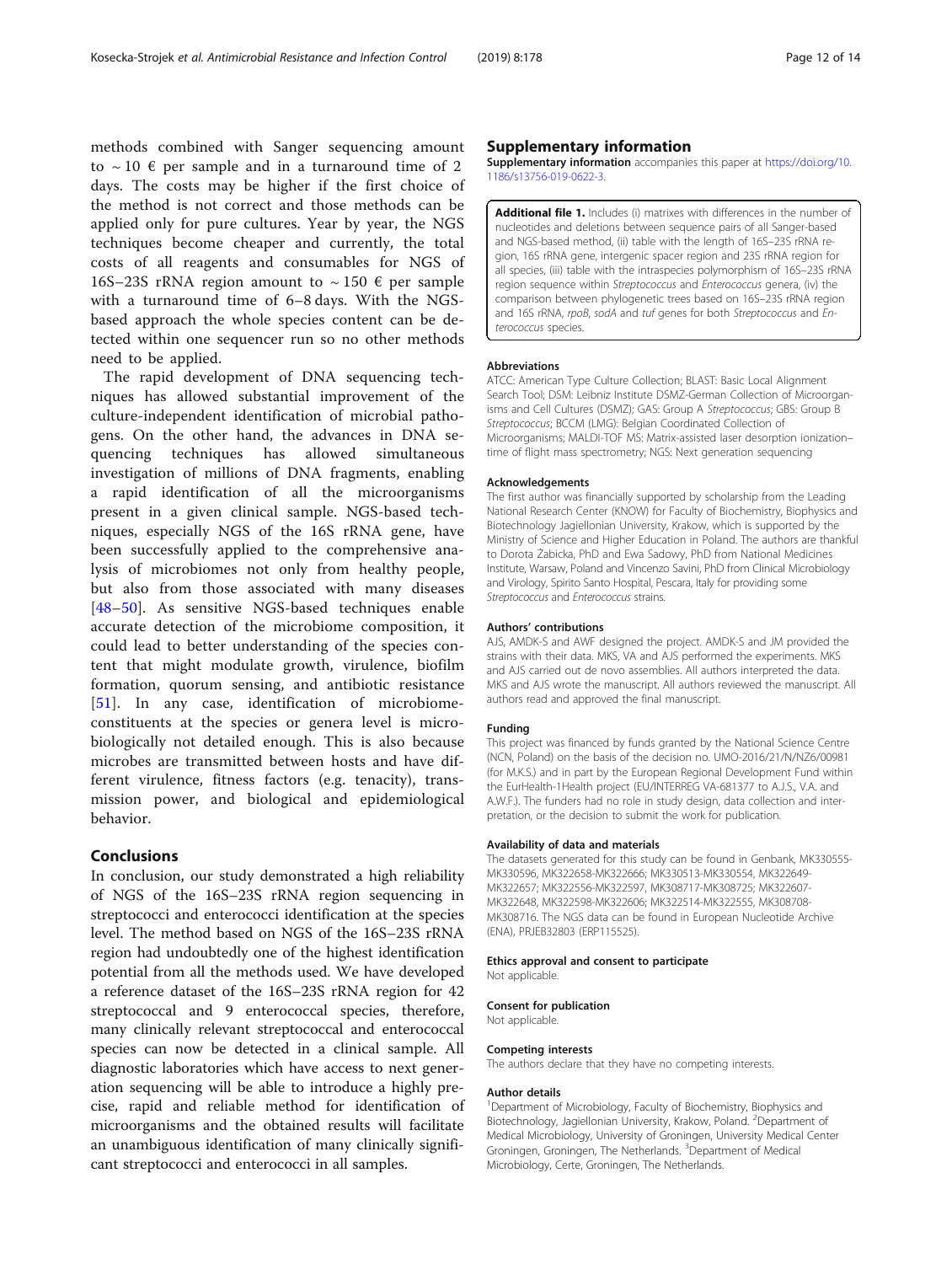methods combined with Sanger sequencing amount to ~ 10 € per sample and in a turnaround time of 2 days. The costs may be higher if the first choice of the method is not correct and those methods can be applied only for pure cultures. Year by year, the NGS techniques become cheaper and currently, the total costs of all reagents and consumables for NGS of 16S–23S rRNA region amount to ~ 150 € per sample with a turnaround time of 6–8 days. With the NGS-based approach the whole species content can be detected within one sequencer run so no other methods need to be applied.

The rapid development of DNA sequencing techniques has allowed substantial improvement of the culture-independent identification of microbial pathogens. On the other hand, the advances in DNA sequencing techniques has allowed simultaneous investigation of millions of DNA fragments, enabling a rapid identification of all the microorganisms present in a given clinical sample. NGS-based techniques, especially NGS of the 16S rRNA gene, have been successfully applied to the comprehensive analysis of microbiomes not only from healthy people, but also from those associated with many diseases [48–50]. As sensitive NGS-based techniques enable accurate detection of the microbiome composition, it could lead to better understanding of the species content that might modulate growth, virulence, biofilm formation, quorum sensing, and antibiotic resistance [51]. In any case, identification of microbiome-constituents at the species or genera level is microbiologically not detailed enough. This is also because microbes are transmitted between hosts and have different virulence, fitness factors (e.g. tenacity), transmission power, and biological and epidemiological behavior.

## Conclusions

In conclusion, our study demonstrated a high reliability of NGS of the 16S–23S rRNA region sequencing in streptococci and enterococci identification at the species level. The method based on NGS of the 16S–23S rRNA region had undoubtedly one of the highest identification potential from all the methods used. We have developed a reference dataset of the 16S–23S rRNA region for 42 streptococcal and 9 enterococcal species, therefore, many clinically relevant streptococcal and enterococcal species can now be detected in a clinical sample. All diagnostic laboratories which have access to next generation sequencing will be able to introduce a highly precise, rapid and reliable method for identification of microorganisms and the obtained results will facilitate an unambiguous identification of many clinically significant streptococci and enterococci in all samples.

## Supplementary information

**Supplementary information** accompanies this paper at https://doi.org/10.1186/s13756-019-0622-3.

**Additional file 1.** Includes (i) matrixes with differences in the number of nucleotides and deletions between sequence pairs of all Sanger-based and NGS-based method, (ii) table with the length of 16S–23S rRNA region, 16S rRNA gene, intergenic spacer region and 23S rRNA region for all species, (iii) table with the intraspecies polymorphism of 16S–23S rRNA region sequence within *Streptococcus* and *Enterococcus* genera, (iv) the comparison between phylogenetic trees based on 16S–23S rRNA region and 16S rRNA, *rpoB*, *sodA* and *tuf* genes for both *Streptococcus* and *Enterococcus* species.

### Abbreviations

ATCC: American Type Culture Collection; BLAST: Basic Local Alignment Search Tool; DSM: Leibniz Institute DSMZ-German Collection of Microorganisms and Cell Cultures (DSMZ); GAS: Group A *Streptococcus*; GBS: Group B *Streptococcus*; BCCM (LMG): Belgian Coordinated Collection of Microorganisms; MALDI-TOF MS: Matrix-assisted laser desorption ionization–time of flight mass spectrometry; NGS: Next generation sequencing

### Acknowledgements

The first author was financially supported by scholarship from the Leading National Research Center (KNOW) for Faculty of Biochemistry, Biophysics and Biotechnology Jagiellonian University, Krakow, which is supported by the Ministry of Science and Higher Education in Poland. The authors are thankful to Dorota Żabicka, PhD and Ewa Sadowy, PhD from National Medicines Institute, Warsaw, Poland and Vincenzo Savini, PhD from Clinical Microbiology and Virology, Spirito Santo Hospital, Pescara, Italy for providing some *Streptococcus* and *Enterococcus* strains.

### Authors' contributions

AJS, AMDK-S and AWF designed the project. AMDK-S and JM provided the strains with their data. MKS, VA and AJS performed the experiments. MKS and AJS carried out de novo assemblies. All authors interpreted the data. MKS and AJS wrote the manuscript. All authors reviewed the manuscript. All authors read and approved the final manuscript.

### Funding

This project was financed by funds granted by the National Science Centre (NCN, Poland) on the basis of the decision no. UMO-2016/21/N/NZ6/00981 (for M.K.S.) and in part by the European Regional Development Fund within the EurHealth-1Health project (EU/INTERREG VA-681377 to A.J.S., V.A. and A.W.F.). The funders had no role in study design, data collection and interpretation, or the decision to submit the work for publication.

### Availability of data and materials

The datasets generated for this study can be found in Genbank, MK330555-MK330596, MK322658-MK322666; MK330513-MK330554, MK322649-MK322657; MK322556-MK322597, MK308717-MK308725; MK322607-MK322648, MK322598-MK322606; MK322514-MK322555, MK308708-MK308716. The NGS data can be found in European Nucleotide Archive (ENA), PRJEB32803 (ERP115525).

### Ethics approval and consent to participate

Not applicable.

### Consent for publication

Not applicable.

### Competing interests

The authors declare that they have no competing interests.

### Author details

[1]Department of Microbiology, Faculty of Biochemistry, Biophysics and Biotechnology, Jagiellonian University, Krakow, Poland. [2]Department of Medical Microbiology, University of Groningen, University Medical Center Groningen, Groningen, The Netherlands. [3]Department of Medical Microbiology, Certe, Groningen, The Netherlands.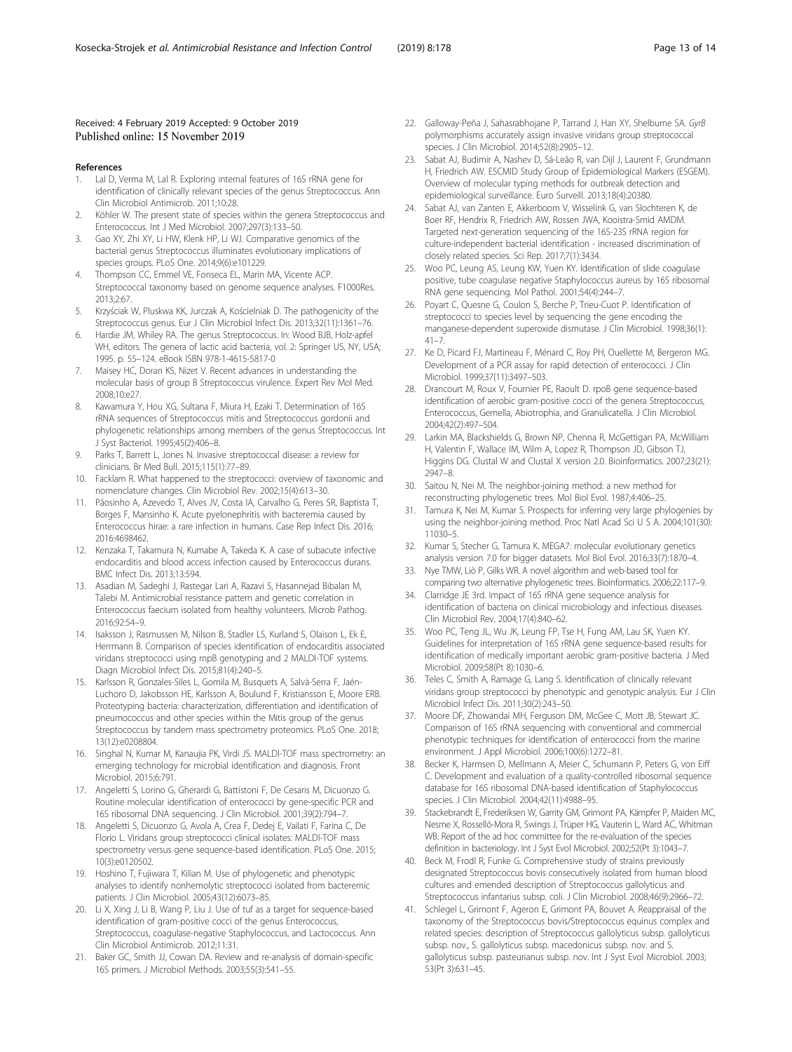Received: 4 February 2019 Accepted: 9 October 2019
Published online: 15 November 2019

## References

1. Lal D, Verma M, Lal R. Exploring internal features of 16S rRNA gene for identification of clinically relevant species of the genus Streptococcus. Ann Clin Microbiol Antimicrob. 2011;10:28.
2. Köhler W. The present state of species within the genera Streptococcus and Enterococcus. Int J Med Microbiol. 2007;297(3):133–50.
3. Gao XY, Zhi XY, Li HW, Klenk HP, Li WJ. Comparative genomics of the bacterial genus Streptococcus illuminates evolutionary implications of species groups. PLoS One. 2014;9(6):e101229.
4. Thompson CC, Emmel VE, Fonseca EL, Marin MA, Vicente ACP. Streptococcal taxonomy based on genome sequence analyses. F1000Res. 2013;2:67.
5. Krzyściak W, Pluskwa KK, Jurczak A, Kościelniak D. The pathogenicity of the Streptococcus genus. Eur J Clin Microbiol Infect Dis. 2013;32(11):1361–76.
6. Hardie JM, Whiley RA. The genus Streptococcus. In: Wood BJB, Holz-apfel WH, editors. The genera of lactic acid bacteria, vol. 2: Springer US, NY, USA; 1995. p. 55–124. eBook ISBN 978-1-4615-5817-0
7. Maisey HC, Doran KS, Nizet V. Recent advances in understanding the molecular basis of group B Streptococcus virulence. Expert Rev Mol Med. 2008;10:e27.
8. Kawamura Y, Hou XG, Sultana F, Miura H, Ezaki T. Determination of 16S rRNA sequences of Streptococcus mitis and Streptococcus gordonii and phylogenetic relationships among members of the genus Streptococcus. Int J Syst Bacteriol. 1995;45(2):406–8.
9. Parks T, Barrett L, Jones N. Invasive streptococcal disease: a review for clinicians. Br Med Bull. 2015;115(1):77–89.
10. Facklam R. What happened to the streptococci: overview of taxonomic and nomenclature changes. Clin Microbiol Rev. 2002;15(4):613–30.
11. Pãosinho A, Azevedo T, Alves JV, Costa IA, Carvalho G, Peres SR, Baptista T, Borges F, Mansinho K. Acute pyelonephritis with bacteremia caused by Enterococcus hirae: a rare infection in humans. Case Rep Infect Dis. 2016; 2016:4698462.
12. Kenzaka T, Takamura N, Kumabe A, Takeda K. A case of subacute infective endocarditis and blood access infection caused by Enterococcus durans. BMC Infect Dis. 2013;13:594.
13. Asadian M, Sadeghi J, Rastegar Lari A, Razavi S, Hasannejad Bibalan M, Talebi M. Antimicrobial resistance pattern and genetic correlation in Enterococcus faecium isolated from healthy volunteers. Microb Pathog. 2016;92:54–9.
14. Isaksson J, Rasmussen M, Nilson B, Stadler LS, Kurland S, Olaison L, Ek E, Herrmann B. Comparison of species identification of endocarditis associated viridans streptococci using rnpB genotyping and 2 MALDI-TOF systems. Diagn Microbiol Infect Dis. 2015;81(4):240–5.
15. Karlsson R, Gonzales-Siles L, Gomila M, Busquets A, Salvà-Serra F, Jaén-Luchoro D, Jakobsson HE, Karlsson A, Boulund F, Kristiansson E, Moore ERB. Proteotyping bacteria: characterization, differentiation and identification of pneumococcus and other species within the Mitis group of the genus Streptococcus by tandem mass spectrometry proteomics. PLoS One. 2018; 13(12):e0208804.
16. Singhal N, Kumar M, Kanaujia PK, Virdi JS. MALDI-TOF mass spectrometry: an emerging technology for microbial identification and diagnosis. Front Microbiol. 2015;6:791.
17. Angeletti S, Lorino G, Gherardi G, Battistoni F, De Cesaris M, Dicuonzo G. Routine molecular identification of enterococci by gene-specific PCR and 16S ribosomal DNA sequencing. J Clin Microbiol. 2001;39(2):794–7.
18. Angeletti S, Dicuonzo G, Avola A, Crea F, Dedej E, Vailati F, Farina C, De Florio L. Viridans group streptococci clinical isolates: MALDI-TOF mass spectrometry versus gene sequence-based identification. PLoS One. 2015; 10(3):e0120502.
19. Hoshino T, Fujiwara T, Kilian M. Use of phylogenetic and phenotypic analyses to identify nonhemolytic streptococci isolated from bacteremic patients. J Clin Microbiol. 2005;43(12):6073–85.
20. Li X, Xing J, Li B, Wang P, Liu J. Use of tuf as a target for sequence-based identification of gram-positive cocci of the genus Enterococcus, Streptococcus, coagulase-negative Staphylococcus, and Lactococcus. Ann Clin Microbiol Antimicrob. 2012;11:31.
21. Baker GC, Smith JJ, Cowan DA. Review and re-analysis of domain-specific 16S primers. J Microbiol Methods. 2003;55(3):541–55.
22. Galloway-Peña J, Sahasrabhojane P, Tarrand J, Han XY, Shelburne SA. *GyrB* polymorphisms accurately assign invasive viridans group streptococcal species. J Clin Microbiol. 2014;52(8):2905–12.
23. Sabat AJ, Budimir A, Nashev D, Sá-Leão R, van Dijl J, Laurent F, Grundmann H, Friedrich AW. ESCMID Study Group of Epidemiological Markers (ESGEM). Overview of molecular typing methods for outbreak detection and epidemiological surveillance. Euro Surveill. 2013;18(4):20380.
24. Sabat AJ, van Zanten E, Akkerboom V, Wisselink G, van Slochteren K, de Boer RF, Hendrix R, Friedrich AW, Rossen JWA, Kooistra-Smid AMDM. Targeted next-generation sequencing of the 16S-23S rRNA region for culture-independent bacterial identification - increased discrimination of closely related species. Sci Rep. 2017;7(1):3434.
25. Woo PC, Leung AS, Leung KW, Yuen KY. Identification of slide coagulase positive, tube coagulase negative Staphylococcus aureus by 16S ribosomal RNA gene sequencing. Mol Pathol. 2001;54(4):244–7.
26. Poyart C, Quesne G, Coulon S, Berche P, Trieu-Cuot P. Identification of streptococci to species level by sequencing the gene encoding the manganese-dependent superoxide dismutase. J Clin Microbiol. 1998;36(1): 41–7.
27. Ke D, Picard FJ, Martineau F, Ménard C, Roy PH, Ouellette M, Bergeron MG. Development of a PCR assay for rapid detection of enterococci. J Clin Microbiol. 1999;37(11):3497–503.
28. Drancourt M, Roux V, Fournier PE, Raoult D. rpoB gene sequence-based identification of aerobic gram-positive cocci of the genera Streptococcus, Enterococcus, Gemella, Abiotrophia, and Granulicatella. J Clin Microbiol. 2004;42(2):497–504.
29. Larkin MA, Blackshields G, Brown NP, Chenna R, McGettigan PA, McWilliam H, Valentin F, Wallace IM, Wilm A, Lopez R, Thompson JD, Gibson TJ, Higgins DG. Clustal W and Clustal X version 2.0. Bioinformatics. 2007;23(21): 2947–8.
30. Saitou N, Nei M. The neighbor-joining method: a new method for reconstructing phylogenetic trees. Mol Biol Evol. 1987;4:406–25.
31. Tamura K, Nei M, Kumar S. Prospects for inferring very large phylogenies by using the neighbor-joining method. Proc Natl Acad Sci U S A. 2004;101(30): 11030–5.
32. Kumar S, Stecher G, Tamura K. MEGA7: molecular evolutionary genetics analysis version 7.0 for bigger datasets. Mol Biol Evol. 2016;33(7):1870–4.
33. Nye TMW, Liò P, Gilks WR. A novel algorithm and web-based tool for comparing two alternative phylogenetic trees. Bioinformatics. 2006;22:117–9.
34. Clarridge JE 3rd. Impact of 16S rRNA gene sequence analysis for identification of bacteria on clinical microbiology and infectious diseases. Clin Microbiol Rev. 2004;17(4):840–62.
35. Woo PC, Teng JL, Wu JK, Leung FP, Tse H, Fung AM, Lau SK, Yuen KY. Guidelines for interpretation of 16S rRNA gene sequence-based results for identification of medically important aerobic gram-positive bacteria. J Med Microbiol. 2009;58(Pt 8):1030–6.
36. Teles C, Smith A, Ramage G, Lang S. Identification of clinically relevant viridans group streptococci by phenotypic and genotypic analysis. Eur J Clin Microbiol Infect Dis. 2011;30(2):243–50.
37. Moore DF, Zhowandai MH, Ferguson DM, McGee C, Mott JB, Stewart JC. Comparison of 16S rRNA sequencing with conventional and commercial phenotypic techniques for identification of enterococci from the marine environment. J Appl Microbiol. 2006;100(6):1272–81.
38. Becker K, Harmsen D, Mellmann A, Meier C, Schumann P, Peters G, von Eiff C. Development and evaluation of a quality-controlled ribosomal sequence database for 16S ribosomal DNA-based identification of Staphylococcus species. J Clin Microbiol. 2004;42(11):4988–95.
39. Stackebrandt E, Frederiksen W, Garrity GM, Grimont PA, Kämpfer P, Maiden MC, Nesme X, Rosselló-Mora R, Swings J, Trüper HG, Vauterin L, Ward AC, Whitman WB. Report of the ad hoc committee for the re-evaluation of the species definition in bacteriology. Int J Syst Evol Microbiol. 2002;52(Pt 3):1043–7.
40. Beck M, Frodl R, Funke G. Comprehensive study of strains previously designated Streptococcus bovis consecutively isolated from human blood cultures and emended description of Streptococcus gallolyticus and Streptococcus infantarius subsp. coli. J Clin Microbiol. 2008;46(9):2966–72.
41. Schlegel L, Grimont F, Ageron E, Grimont PA, Bouvet A. Reappraisal of the taxonomy of the Streptococcus bovis/Streptococcus equinus complex and related species: description of Streptococcus gallolyticus subsp. gallolyticus subsp. nov., S. gallolyticus subsp. macedonicus subsp. nov. and S. gallolyticus subsp. pasteurianus subsp. nov. Int J Syst Evol Microbiol. 2003; 53(Pt 3):631–45.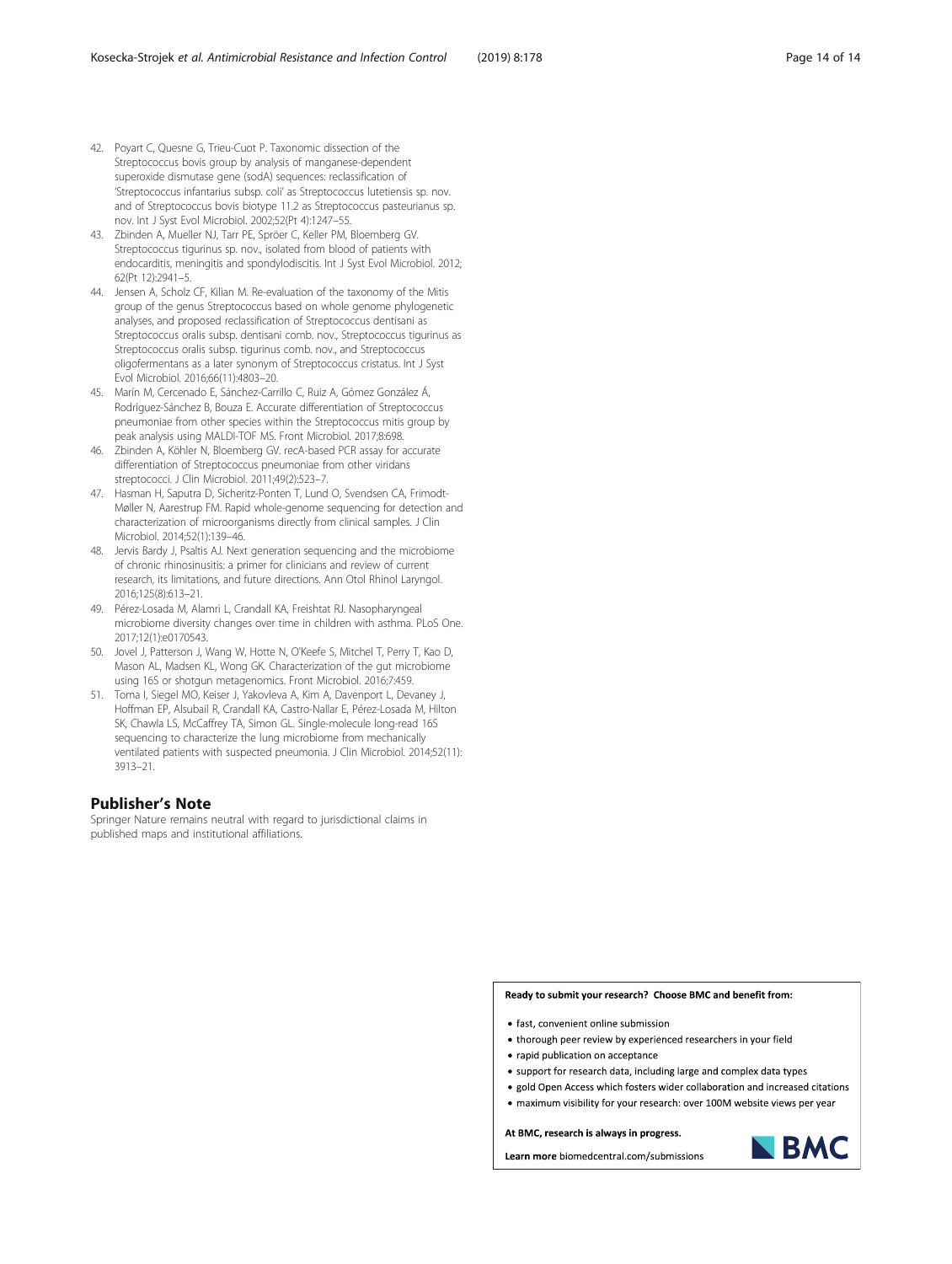42. Poyart C, Quesne G, Trieu-Cuot P. Taxonomic dissection of the Streptococcus bovis group by analysis of manganese-dependent superoxide dismutase gene (sodA) sequences: reclassification of 'Streptococcus infantarius subsp. coli' as Streptococcus lutetiensis sp. nov. and of Streptococcus bovis biotype 11.2 as Streptococcus pasteurianus sp. nov. Int J Syst Evol Microbiol. 2002;52(Pt 4):1247–55.
43. Zbinden A, Mueller NJ, Tarr PE, Spröer C, Keller PM, Bloemberg GV. Streptococcus tigurinus sp. nov., isolated from blood of patients with endocarditis, meningitis and spondylodiscitis. Int J Syst Evol Microbiol. 2012; 62(Pt 12):2941–5.
44. Jensen A, Scholz CF, Kilian M. Re-evaluation of the taxonomy of the Mitis group of the genus Streptococcus based on whole genome phylogenetic analyses, and proposed reclassification of Streptococcus dentisani as Streptococcus oralis subsp. dentisani comb. nov., Streptococcus tigurinus as Streptococcus oralis subsp. tigurinus comb. nov., and Streptococcus oligofermentans as a later synonym of Streptococcus cristatus. Int J Syst Evol Microbiol. 2016;66(11):4803–20.
45. Marín M, Cercenado E, Sánchez-Carrillo C, Ruiz A, Gómez González Á, Rodríguez-Sánchez B, Bouza E. Accurate differentiation of Streptococcus pneumoniae from other species within the Streptococcus mitis group by peak analysis using MALDI-TOF MS. Front Microbiol. 2017;8:698.
46. Zbinden A, Köhler N, Bloemberg GV. recA-based PCR assay for accurate differentiation of Streptococcus pneumoniae from other viridans streptococci. J Clin Microbiol. 2011;49(2):523–7.
47. Hasman H, Saputra D, Sicheritz-Ponten T, Lund O, Svendsen CA, Frimodt-Møller N, Aarestrup FM. Rapid whole-genome sequencing for detection and characterization of microorganisms directly from clinical samples. J Clin Microbiol. 2014;52(1):139–46.
48. Jervis Bardy J, Psaltis AJ. Next generation sequencing and the microbiome of chronic rhinosinusitis: a primer for clinicians and review of current research, its limitations, and future directions. Ann Otol Rhinol Laryngol. 2016;125(8):613–21.
49. Pérez-Losada M, Alamri L, Crandall KA, Freishtat RJ. Nasopharyngeal microbiome diversity changes over time in children with asthma. PLoS One. 2017;12(1):e0170543.
50. Jovel J, Patterson J, Wang W, Hotte N, O'Keefe S, Mitchel T, Perry T, Kao D, Mason AL, Madsen KL, Wong GK. Characterization of the gut microbiome using 16S or shotgun metagenomics. Front Microbiol. 2016;7:459.
51. Toma I, Siegel MO, Keiser J, Yakovleva A, Kim A, Davenport L, Devaney J, Hoffman EP, Alsubail R, Crandall KA, Castro-Nallar E, Pérez-Losada M, Hilton SK, Chawla LS, McCaffrey TA, Simon GL. Single-molecule long-read 16S sequencing to characterize the lung microbiome from mechanically ventilated patients with suspected pneumonia. J Clin Microbiol. 2014;52(11): 3913–21.

## Publisher's Note

Springer Nature remains neutral with regard to jurisdictional claims in published maps and institutional affiliations.

**Ready to submit your research? Choose BMC and benefit from:**

- fast, convenient online submission
- thorough peer review by experienced researchers in your field
- rapid publication on acceptance
- support for research data, including large and complex data types
- gold Open Access which fosters wider collaboration and increased citations
- maximum visibility for your research: over 100M website views per year

**At BMC, research is always in progress.**

**Learn more** biomedcentral.com/submissions

BMC